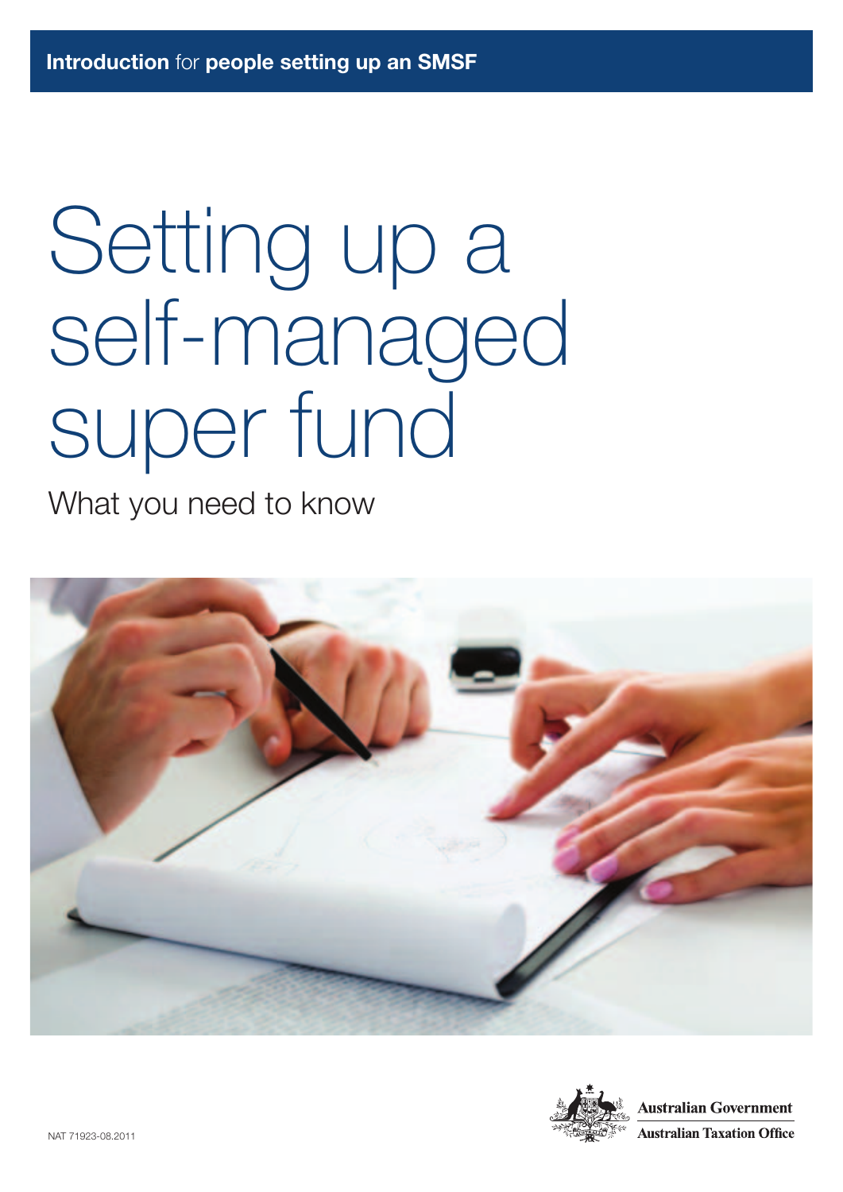**Introduction** for **people setting up an SMSF**

# Setting up a self-managed super fund

## What you need to know

NAT 71923-08.2011

**Australian Government**
**Australian Taxation Office**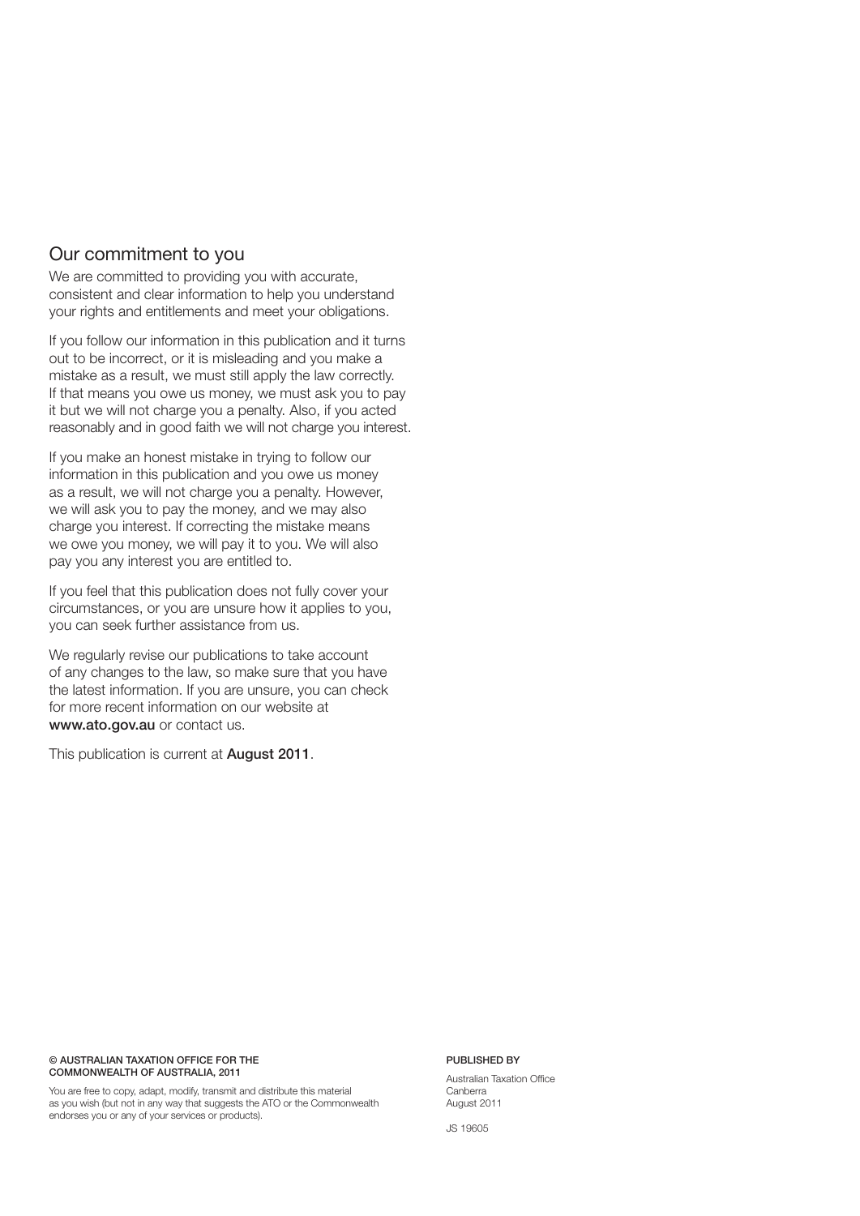## Our commitment to you

We are committed to providing you with accurate, consistent and clear information to help you understand your rights and entitlements and meet your obligations.

If you follow our information in this publication and it turns out to be incorrect, or it is misleading and you make a mistake as a result, we must still apply the law correctly. If that means you owe us money, we must ask you to pay it but we will not charge you a penalty. Also, if you acted reasonably and in good faith we will not charge you interest.

If you make an honest mistake in trying to follow our information in this publication and you owe us money as a result, we will not charge you a penalty. However, we will ask you to pay the money, and we may also charge you interest. If correcting the mistake means we owe you money, we will pay it to you. We will also pay you any interest you are entitled to.

If you feel that this publication does not fully cover your circumstances, or you are unsure how it applies to you, you can seek further assistance from us.

We regularly revise our publications to take account of any changes to the law, so make sure that you have the latest information. If you are unsure, you can check for more recent information on our website at **www.ato.gov.au** or contact us.

This publication is current at **August 2011**.

**© AUSTRALIAN TAXATION OFFICE FOR THE COMMONWEALTH OF AUSTRALIA, 2011**

You are free to copy, adapt, modify, transmit and distribute this material as you wish (but not in any way that suggests the ATO or the Commonwealth endorses you or any of your services or products).

**PUBLISHED BY**

Australian Taxation Office
Canberra
August 2011

JS 19605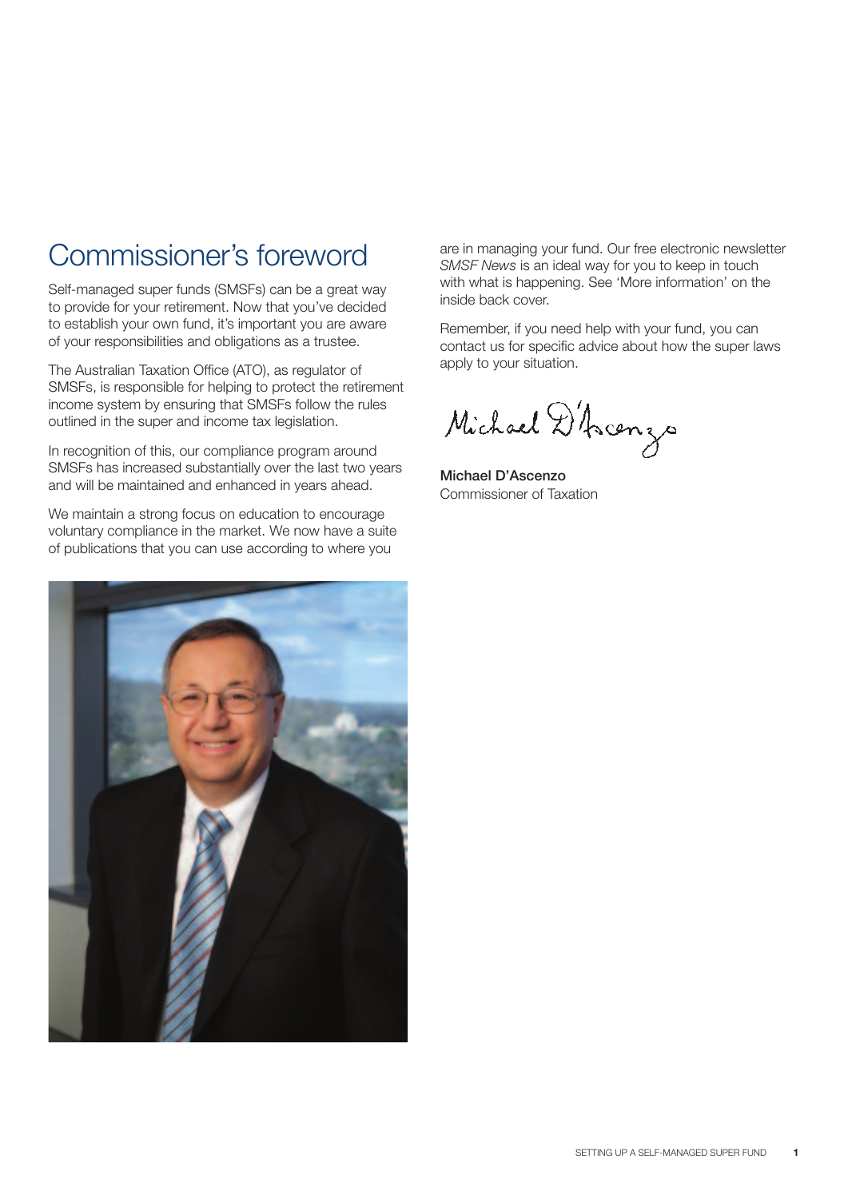# Commissioner's foreword

Self-managed super funds (SMSFs) can be a great way to provide for your retirement. Now that you've decided to establish your own fund, it's important you are aware of your responsibilities and obligations as a trustee.

The Australian Taxation Office (ATO), as regulator of SMSFs, is responsible for helping to protect the retirement income system by ensuring that SMSFs follow the rules outlined in the super and income tax legislation.

In recognition of this, our compliance program around SMSFs has increased substantially over the last two years and will be maintained and enhanced in years ahead.

We maintain a strong focus on education to encourage voluntary compliance in the market. We now have a suite of publications that you can use according to where you are in managing your fund. Our free electronic newsletter *SMSF News* is an ideal way for you to keep in touch with what is happening. See 'More information' on the inside back cover.

Remember, if you need help with your fund, you can contact us for specific advice about how the super laws apply to your situation.

Michael D'Ascenzo

**Michael D'Ascenzo**
Commissioner of Taxation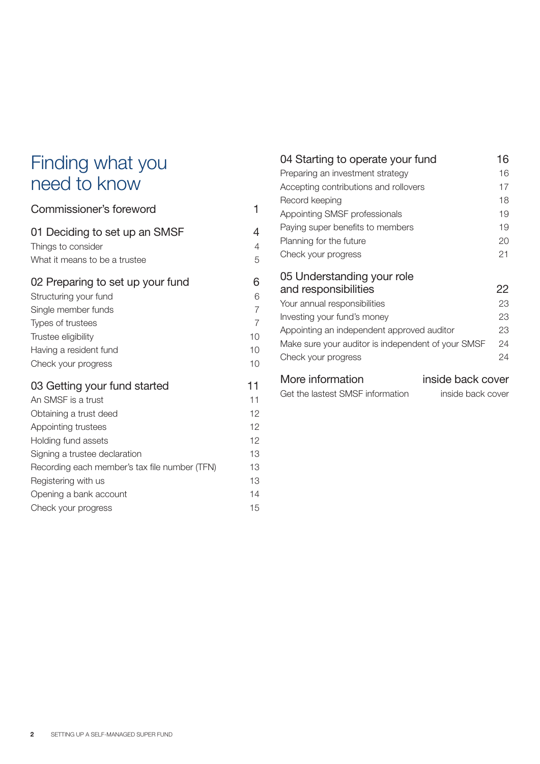# Finding what you need to know

| | |
|---|---|
| **Commissioner's foreword** | **1** |
| **01 Deciding to set up an SMSF** | **4** |
| Things to consider | 4 |
| What it means to be a trustee | 5 |
| **02 Preparing to set up your fund** | **6** |
| Structuring your fund | 6 |
| Single member funds | 7 |
| Types of trustees | 7 |
| Trustee eligibility | 10 |
| Having a resident fund | 10 |
| Check your progress | 10 |
| **03 Getting your fund started** | **11** |
| An SMSF is a trust | 11 |
| Obtaining a trust deed | 12 |
| Appointing trustees | 12 |
| Holding fund assets | 12 |
| Signing a trustee declaration | 13 |
| Recording each member's tax file number (TFN) | 13 |
| Registering with us | 13 |
| Opening a bank account | 14 |
| Check your progress | 15 |
| **04 Starting to operate your fund** | **16** |
| Preparing an investment strategy | 16 |
| Accepting contributions and rollovers | 17 |
| Record keeping | 18 |
| Appointing SMSF professionals | 19 |
| Paying super benefits to members | 19 |
| Planning for the future | 20 |
| Check your progress | 21 |
| **05 Understanding your role and responsibilities** | **22** |
| Your annual responsibilities | 23 |
| Investing your fund's money | 23 |
| Appointing an independent approved auditor | 23 |
| Make sure your auditor is independent of your SMSF | 24 |
| Check your progress | 24 |
| **More information** | **inside back cover** |
| Get the lastest SMSF information | inside back cover |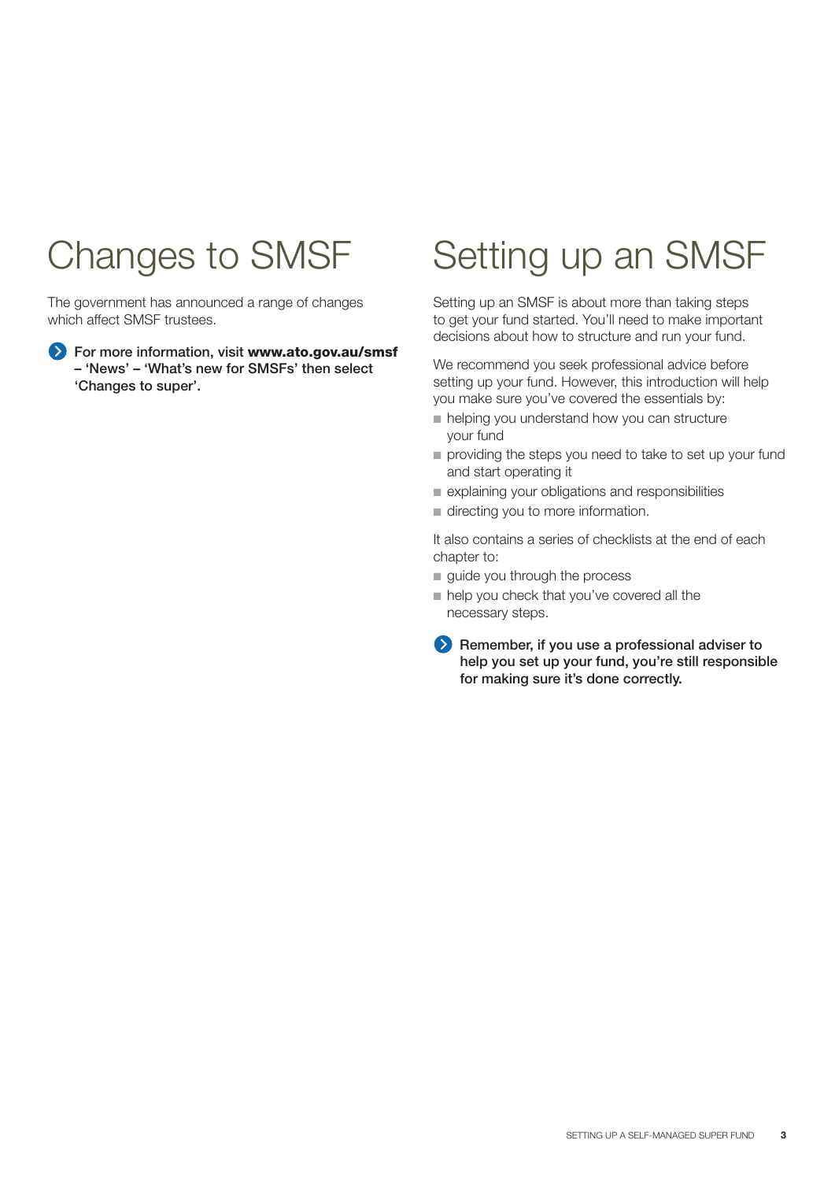# Changes to SMSF

The government has announced a range of changes which affect SMSF trustees.

**For more information, visit www.ato.gov.au/smsf – 'News' – 'What's new for SMSFs' then select 'Changes to super'.**

# Setting up an SMSF

Setting up an SMSF is about more than taking steps to get your fund started. You'll need to make important decisions about how to structure and run your fund.

We recommend you seek professional advice before setting up your fund. However, this introduction will help you make sure you've covered the essentials by:

- helping you understand how you can structure your fund
- providing the steps you need to take to set up your fund and start operating it
- explaining your obligations and responsibilities
- directing you to more information.

It also contains a series of checklists at the end of each chapter to:

- guide you through the process
- help you check that you've covered all the necessary steps.

**Remember, if you use a professional adviser to help you set up your fund, you're still responsible for making sure it's done correctly.**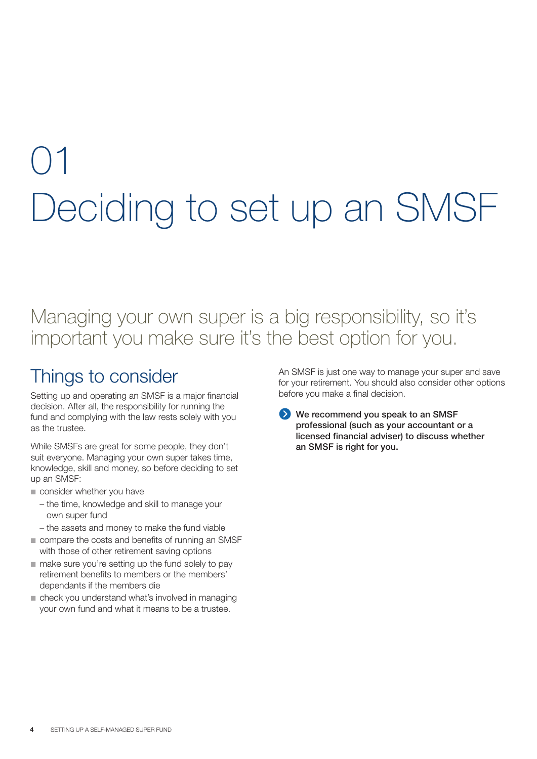# 01 Deciding to set up an SMSF

Managing your own super is a big responsibility, so it's important you make sure it's the best option for you.

## Things to consider

Setting up and operating an SMSF is a major financial decision. After all, the responsibility for running the fund and complying with the law rests solely with you as the trustee.

While SMSFs are great for some people, they don't suit everyone. Managing your own super takes time, knowledge, skill and money, so before deciding to set up an SMSF:

- consider whether you have
  - the time, knowledge and skill to manage your own super fund
  - the assets and money to make the fund viable
- compare the costs and benefits of running an SMSF with those of other retirement saving options
- make sure you're setting up the fund solely to pay retirement benefits to members or the members' dependants if the members die
- check you understand what's involved in managing your own fund and what it means to be a trustee.

An SMSF is just one way to manage your super and save for your retirement. You should also consider other options before you make a final decision.

**We recommend you speak to an SMSF professional (such as your accountant or a licensed financial adviser) to discuss whether an SMSF is right for you.**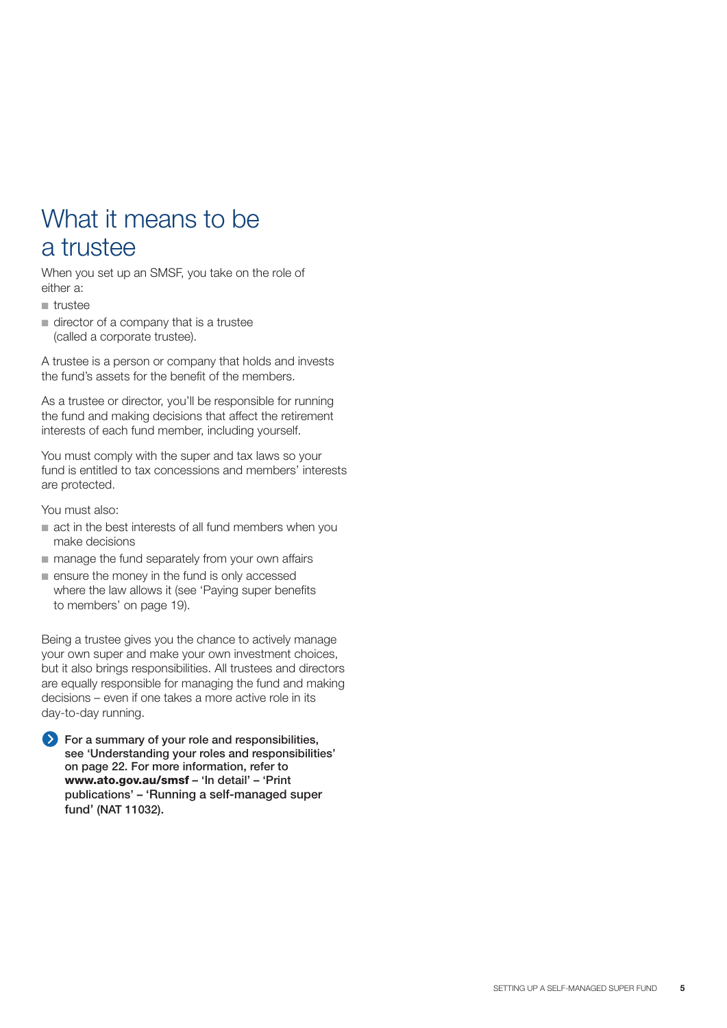# What it means to be a trustee

When you set up an SMSF, you take on the role of either a:

- trustee
- director of a company that is a trustee (called a corporate trustee).

A trustee is a person or company that holds and invests the fund's assets for the benefit of the members.

As a trustee or director, you'll be responsible for running the fund and making decisions that affect the retirement interests of each fund member, including yourself.

You must comply with the super and tax laws so your fund is entitled to tax concessions and members' interests are protected.

You must also:

- act in the best interests of all fund members when you make decisions
- manage the fund separately from your own affairs
- ensure the money in the fund is only accessed where the law allows it (see 'Paying super benefits to members' on page 19).

Being a trustee gives you the chance to actively manage your own super and make your own investment choices, but it also brings responsibilities. All trustees and directors are equally responsible for managing the fund and making decisions – even if one takes a more active role in its day-to-day running.

**For a summary of your role and responsibilities, see 'Understanding your roles and responsibilities' on page 22. For more information, refer to www.ato.gov.au/smsf – 'In detail' – 'Print publications' – 'Running a self-managed super fund' (NAT 11032).**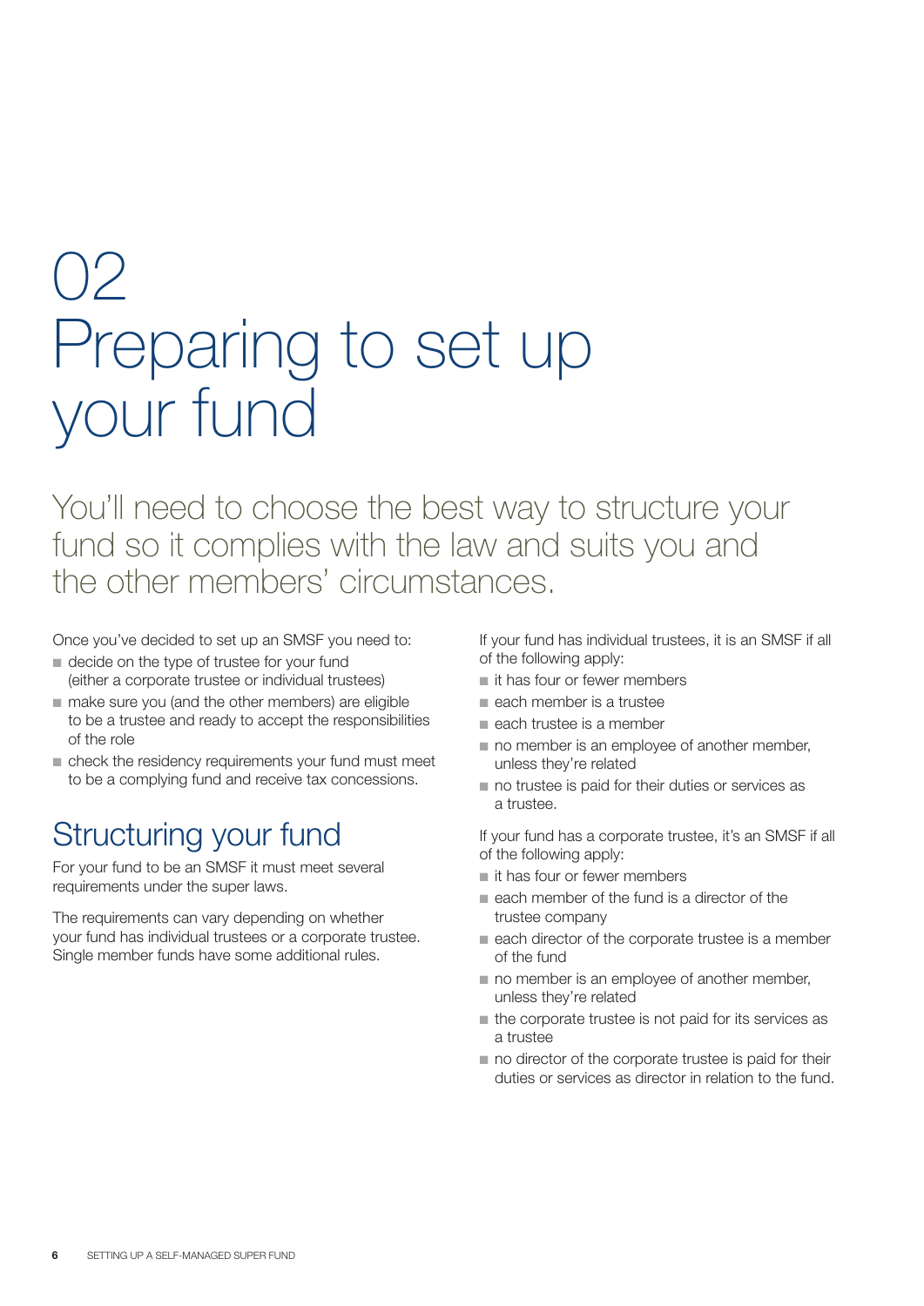# 02 Preparing to set up your fund

You'll need to choose the best way to structure your fund so it complies with the law and suits you and the other members' circumstances.

Once you've decided to set up an SMSF you need to:

- decide on the type of trustee for your fund (either a corporate trustee or individual trustees)
- make sure you (and the other members) are eligible to be a trustee and ready to accept the responsibilities of the role
- check the residency requirements your fund must meet to be a complying fund and receive tax concessions.

## Structuring your fund

For your fund to be an SMSF it must meet several requirements under the super laws.

The requirements can vary depending on whether your fund has individual trustees or a corporate trustee. Single member funds have some additional rules.

If your fund has individual trustees, it is an SMSF if all of the following apply:

- it has four or fewer members
- each member is a trustee
- each trustee is a member
- no member is an employee of another member, unless they're related
- no trustee is paid for their duties or services as a trustee.

If your fund has a corporate trustee, it's an SMSF if all of the following apply:

- it has four or fewer members
- each member of the fund is a director of the trustee company
- each director of the corporate trustee is a member of the fund
- no member is an employee of another member, unless they're related
- the corporate trustee is not paid for its services as a trustee
- no director of the corporate trustee is paid for their duties or services as director in relation to the fund.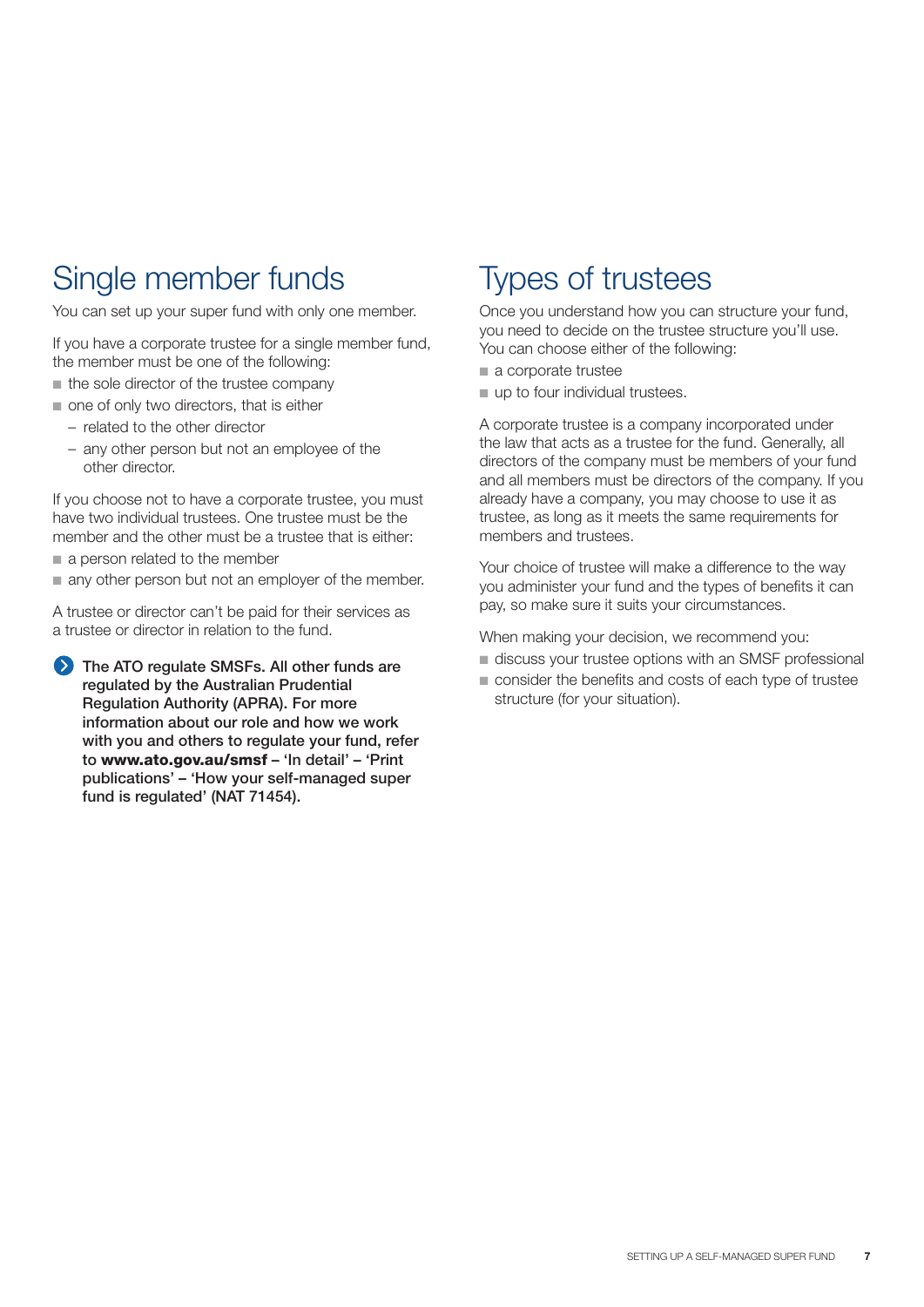# Single member funds

You can set up your super fund with only one member.

If you have a corporate trustee for a single member fund, the member must be one of the following:

- the sole director of the trustee company
- one of only two directors, that is either
  - related to the other director
  - any other person but not an employee of the other director.

If you choose not to have a corporate trustee, you must have two individual trustees. One trustee must be the member and the other must be a trustee that is either:

- a person related to the member
- any other person but not an employer of the member.

A trustee or director can't be paid for their services as a trustee or director in relation to the fund.

**The ATO regulate SMSFs. All other funds are regulated by the Australian Prudential Regulation Authority (APRA). For more information about our role and how we work with you and others to regulate your fund, refer to www.ato.gov.au/smsf – 'In detail' – 'Print publications' – 'How your self-managed super fund is regulated' (NAT 71454).**

# Types of trustees

Once you understand how you can structure your fund, you need to decide on the trustee structure you'll use. You can choose either of the following:

- a corporate trustee
- up to four individual trustees.

A corporate trustee is a company incorporated under the law that acts as a trustee for the fund. Generally, all directors of the company must be members of your fund and all members must be directors of the company. If you already have a company, you may choose to use it as trustee, as long as it meets the same requirements for members and trustees.

Your choice of trustee will make a difference to the way you administer your fund and the types of benefits it can pay, so make sure it suits your circumstances.

When making your decision, we recommend you:

- discuss your trustee options with an SMSF professional
- consider the benefits and costs of each type of trustee structure (for your situation).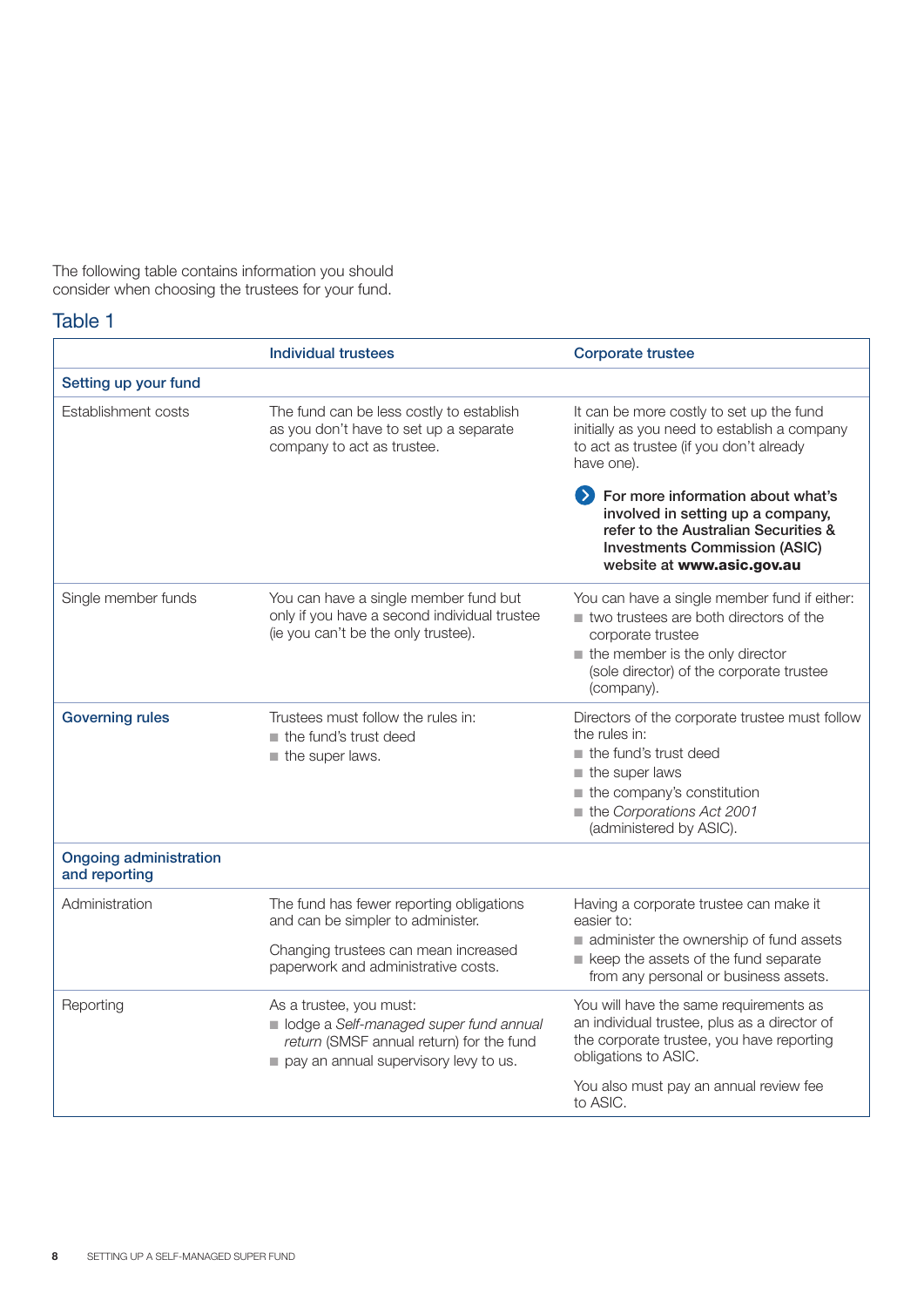The following table contains information you should consider when choosing the trustees for your fund.

## Table 1

| | Individual trustees | Corporate trustee |
|---|---|---|
| **Setting up your fund** | | |
| Establishment costs | The fund can be less costly to establish as you don't have to set up a separate company to act as trustee. | It can be more costly to set up the fund initially as you need to establish a company to act as trustee (if you don't already have one).<br><br>**For more information about what's involved in setting up a company, refer to the Australian Securities & Investments Commission (ASIC) website at www.asic.gov.au** |
| Single member funds | You can have a single member fund but only if you have a second individual trustee (ie you can't be the only trustee). | You can have a single member fund if either:<br>- two trustees are both directors of the corporate trustee<br>- the member is the only director (sole director) of the corporate trustee (company). |
| **Governing rules** | Trustees must follow the rules in:<br>- the fund's trust deed<br>- the super laws. | Directors of the corporate trustee must follow the rules in:<br>- the fund's trust deed<br>- the super laws<br>- the company's constitution<br>- the *Corporations Act 2001* (administered by ASIC). |
| **Ongoing administration and reporting** | | |
| Administration | The fund has fewer reporting obligations and can be simpler to administer.<br><br>Changing trustees can mean increased paperwork and administrative costs. | Having a corporate trustee can make it easier to:<br>- administer the ownership of fund assets<br>- keep the assets of the fund separate from any personal or business assets. |
| Reporting | As a trustee, you must:<br>- lodge a *Self-managed super fund annual return* (SMSF annual return) for the fund<br>- pay an annual supervisory levy to us. | You will have the same requirements as an individual trustee, plus as a director of the corporate trustee, you have reporting obligations to ASIC.<br><br>You also must pay an annual review fee to ASIC. |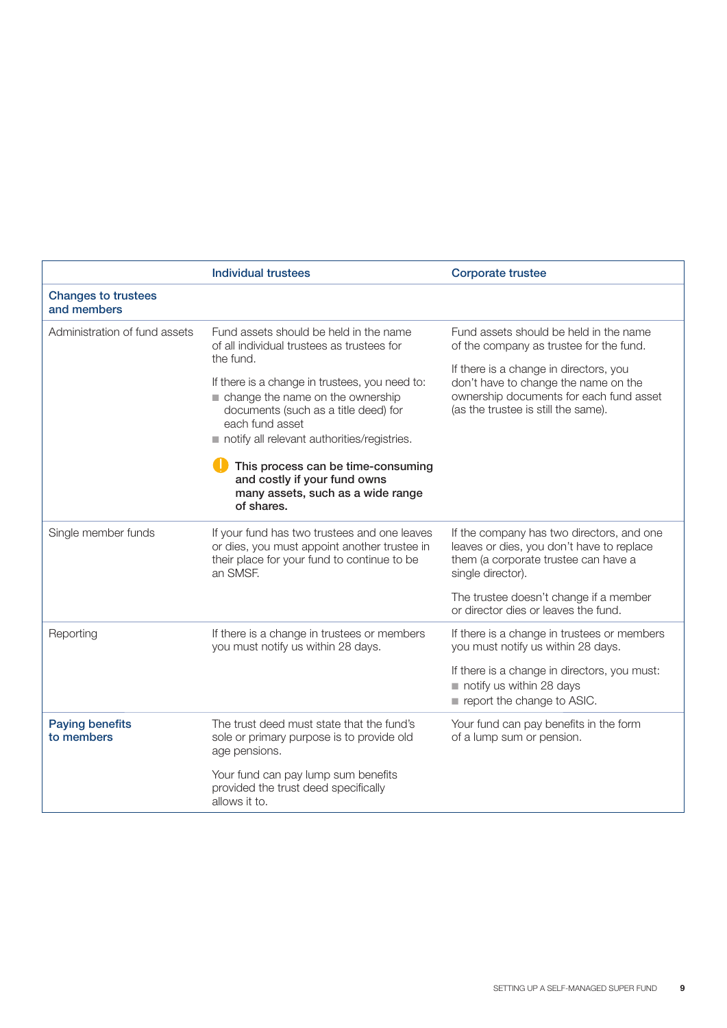| | Individual trustees | Corporate trustee |
|---|---|---|
| **Changes to trustees and members** | | |
| Administration of fund assets | Fund assets should be held in the name of all individual trustees as trustees for the fund.<br><br>If there is a change in trustees, you need to:<br>■ change the name on the ownership documents (such as a title deed) for each fund asset<br>■ notify all relevant authorities/registries.<br><br>**! This process can be time-consuming and costly if your fund owns many assets, such as a wide range of shares.** | Fund assets should be held in the name of the company as trustee for the fund.<br><br>If there is a change in directors, you don't have to change the name on the ownership documents for each fund asset (as the trustee is still the same). |
| Single member funds | If your fund has two trustees and one leaves or dies, you must appoint another trustee in their place for your fund to continue to be an SMSF. | If the company has two directors, and one leaves or dies, you don't have to replace them (a corporate trustee can have a single director).<br><br>The trustee doesn't change if a member or director dies or leaves the fund. |
| Reporting | If there is a change in trustees or members you must notify us within 28 days. | If there is a change in trustees or members you must notify us within 28 days.<br><br>If there is a change in directors, you must:<br>■ notify us within 28 days<br>■ report the change to ASIC. |
| **Paying benefits to members** | The trust deed must state that the fund's sole or primary purpose is to provide old age pensions.<br><br>Your fund can pay lump sum benefits provided the trust deed specifically allows it to. | Your fund can pay benefits in the form of a lump sum or pension. |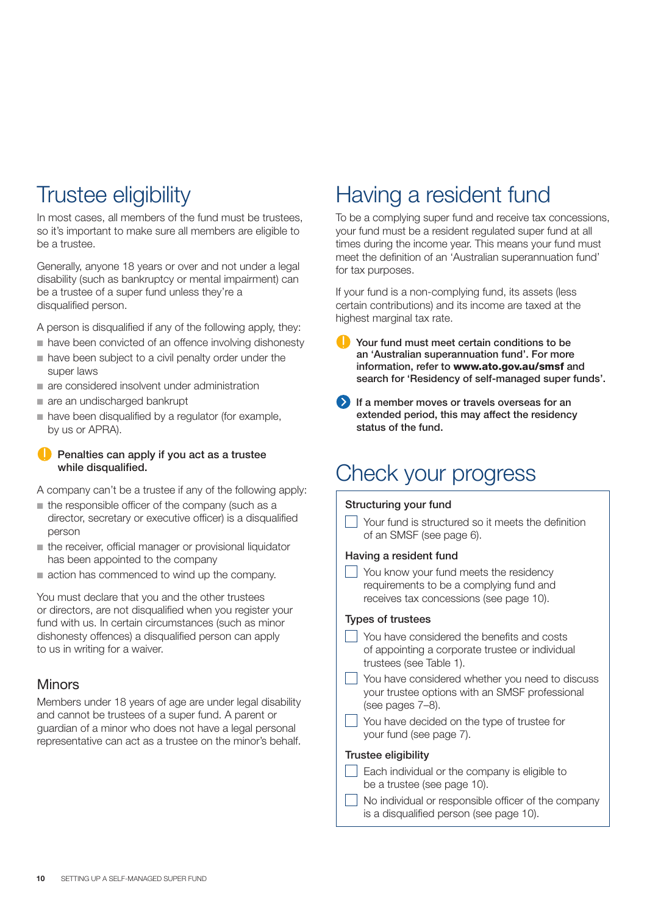# Trustee eligibility

In most cases, all members of the fund must be trustees, so it's important to make sure all members are eligible to be a trustee.

Generally, anyone 18 years or over and not under a legal disability (such as bankruptcy or mental impairment) can be a trustee of a super fund unless they're a disqualified person.

A person is disqualified if any of the following apply, they:

- have been convicted of an offence involving dishonesty
- have been subject to a civil penalty order under the super laws
- are considered insolvent under administration
- are an undischarged bankrupt
- have been disqualified by a regulator (for example, by us or APRA).

**Penalties can apply if you act as a trustee while disqualified.**

A company can't be a trustee if any of the following apply:

- the responsible officer of the company (such as a director, secretary or executive officer) is a disqualified person
- the receiver, official manager or provisional liquidator has been appointed to the company
- action has commenced to wind up the company.

You must declare that you and the other trustees or directors, are not disqualified when you register your fund with us. In certain circumstances (such as minor dishonesty offences) a disqualified person can apply to us in writing for a waiver.

## Minors

Members under 18 years of age are under legal disability and cannot be trustees of a super fund. A parent or guardian of a minor who does not have a legal personal representative can act as a trustee on the minor's behalf.

# Having a resident fund

To be a complying super fund and receive tax concessions, your fund must be a resident regulated super fund at all times during the income year. This means your fund must meet the definition of an 'Australian superannuation fund' for tax purposes.

If your fund is a non-complying fund, its assets (less certain contributions) and its income are taxed at the highest marginal tax rate.

**Your fund must meet certain conditions to be an 'Australian superannuation fund'. For more information, refer to www.ato.gov.au/smsf and search for 'Residency of self-managed super funds'.**

**If a member moves or travels overseas for an extended period, this may affect the residency status of the fund.**

# Check your progress

**Structuring your fund**

- ☐ Your fund is structured so it meets the definition of an SMSF (see page 6).

**Having a resident fund**

- ☐ You know your fund meets the residency requirements to be a complying fund and receives tax concessions (see page 10).

**Types of trustees**

- ☐ You have considered the benefits and costs of appointing a corporate trustee or individual trustees (see Table 1).
- ☐ You have considered whether you need to discuss your trustee options with an SMSF professional (see pages 7–8).
- ☐ You have decided on the type of trustee for your fund (see page 7).

**Trustee eligibility**

- ☐ Each individual or the company is eligible to be a trustee (see page 10).
- ☐ No individual or responsible officer of the company is a disqualified person (see page 10).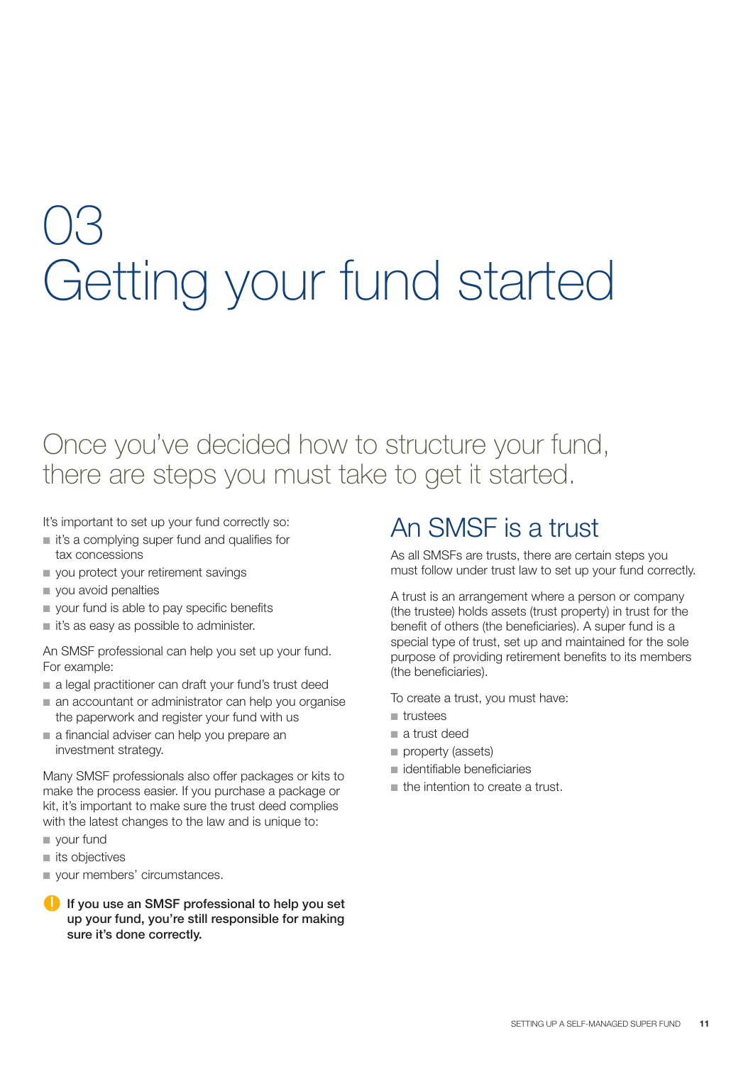# 03 Getting your fund started

## Once you've decided how to structure your fund, there are steps you must take to get it started.

It's important to set up your fund correctly so:

- it's a complying super fund and qualifies for tax concessions
- you protect your retirement savings
- you avoid penalties
- your fund is able to pay specific benefits
- it's as easy as possible to administer.

An SMSF professional can help you set up your fund. For example:

- a legal practitioner can draft your fund's trust deed
- an accountant or administrator can help you organise the paperwork and register your fund with us
- a financial adviser can help you prepare an investment strategy.

Many SMSF professionals also offer packages or kits to make the process easier. If you purchase a package or kit, it's important to make sure the trust deed complies with the latest changes to the law and is unique to:

- your fund
- its objectives
- your members' circumstances.

**If you use an SMSF professional to help you set up your fund, you're still responsible for making sure it's done correctly.**

## An SMSF is a trust

As all SMSFs are trusts, there are certain steps you must follow under trust law to set up your fund correctly.

A trust is an arrangement where a person or company (the trustee) holds assets (trust property) in trust for the benefit of others (the beneficiaries). A super fund is a special type of trust, set up and maintained for the sole purpose of providing retirement benefits to its members (the beneficiaries).

To create a trust, you must have:

- trustees
- a trust deed
- property (assets)
- identifiable beneficiaries
- the intention to create a trust.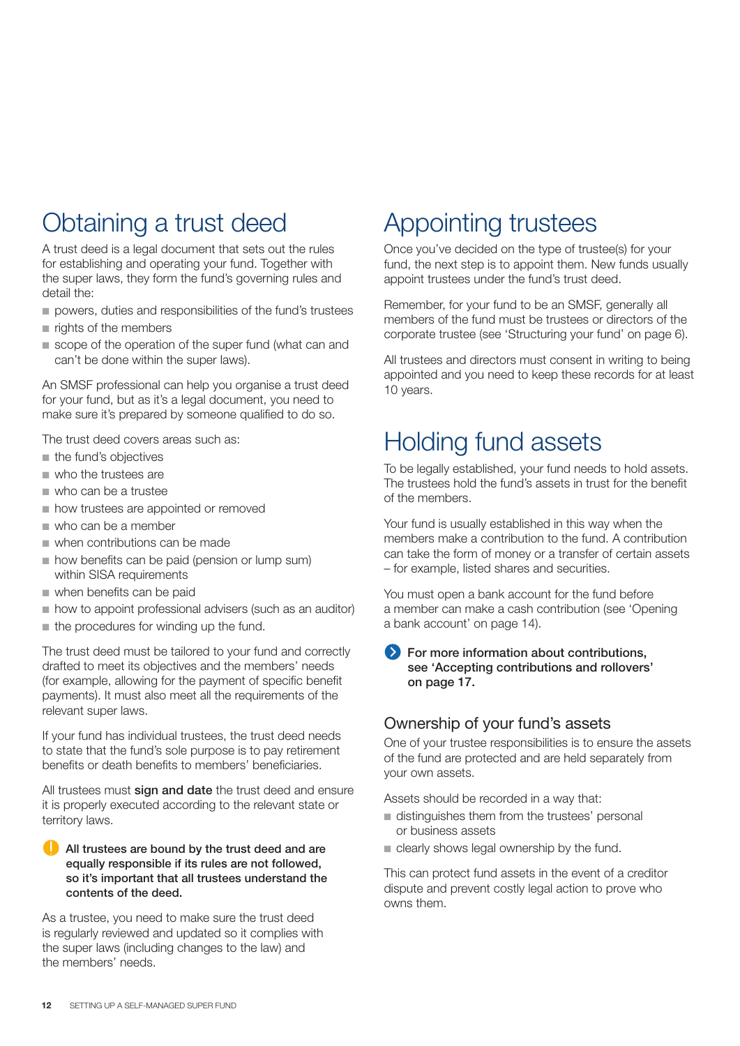# Obtaining a trust deed

A trust deed is a legal document that sets out the rules for establishing and operating your fund. Together with the super laws, they form the fund's governing rules and detail the:

- powers, duties and responsibilities of the fund's trustees
- rights of the members
- scope of the operation of the super fund (what can and can't be done within the super laws).

An SMSF professional can help you organise a trust deed for your fund, but as it's a legal document, you need to make sure it's prepared by someone qualified to do so.

The trust deed covers areas such as:

- the fund's objectives
- who the trustees are
- who can be a trustee
- how trustees are appointed or removed
- who can be a member
- when contributions can be made
- how benefits can be paid (pension or lump sum) within SISA requirements
- when benefits can be paid
- how to appoint professional advisers (such as an auditor)
- the procedures for winding up the fund.

The trust deed must be tailored to your fund and correctly drafted to meet its objectives and the members' needs (for example, allowing for the payment of specific benefit payments). It must also meet all the requirements of the relevant super laws.

If your fund has individual trustees, the trust deed needs to state that the fund's sole purpose is to pay retirement benefits or death benefits to members' beneficiaries.

All trustees must **sign and date** the trust deed and ensure it is properly executed according to the relevant state or territory laws.

**All trustees are bound by the trust deed and are equally responsible if its rules are not followed, so it's important that all trustees understand the contents of the deed.**

As a trustee, you need to make sure the trust deed is regularly reviewed and updated so it complies with the super laws (including changes to the law) and the members' needs.

# Appointing trustees

Once you've decided on the type of trustee(s) for your fund, the next step is to appoint them. New funds usually appoint trustees under the fund's trust deed.

Remember, for your fund to be an SMSF, generally all members of the fund must be trustees or directors of the corporate trustee (see 'Structuring your fund' on page 6).

All trustees and directors must consent in writing to being appointed and you need to keep these records for at least 10 years.

# Holding fund assets

To be legally established, your fund needs to hold assets. The trustees hold the fund's assets in trust for the benefit of the members.

Your fund is usually established in this way when the members make a contribution to the fund. A contribution can take the form of money or a transfer of certain assets – for example, listed shares and securities.

You must open a bank account for the fund before a member can make a cash contribution (see 'Opening a bank account' on page 14).

**For more information about contributions, see 'Accepting contributions and rollovers' on page 17.**

## Ownership of your fund's assets

One of your trustee responsibilities is to ensure the assets of the fund are protected and are held separately from your own assets.

Assets should be recorded in a way that:

- distinguishes them from the trustees' personal or business assets
- clearly shows legal ownership by the fund.

This can protect fund assets in the event of a creditor dispute and prevent costly legal action to prove who owns them.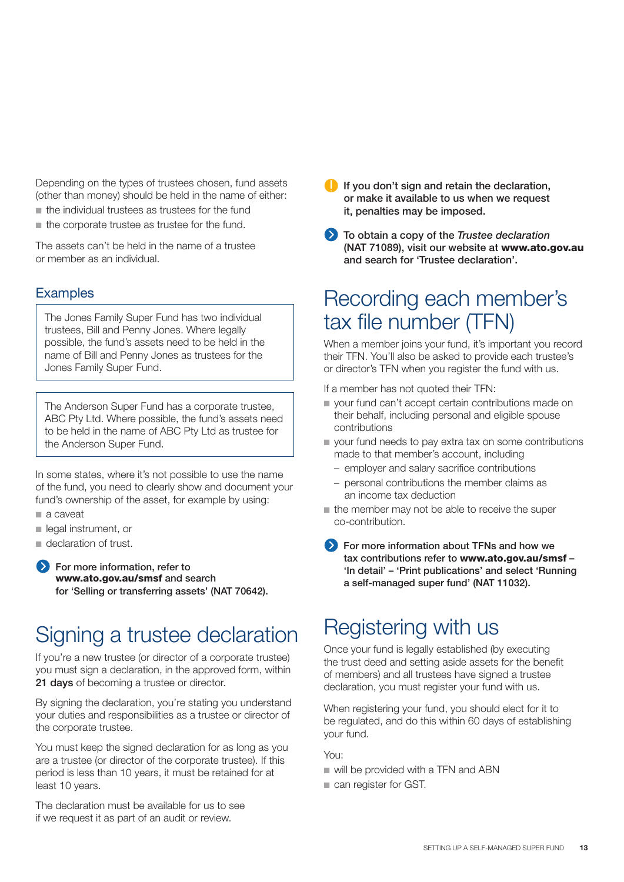Depending on the types of trustees chosen, fund assets (other than money) should be held in the name of either:

- the individual trustees as trustees for the fund
- the corporate trustee as trustee for the fund.

The assets can't be held in the name of a trustee or member as an individual.

### Examples

The Jones Family Super Fund has two individual trustees, Bill and Penny Jones. Where legally possible, the fund's assets need to be held in the name of Bill and Penny Jones as trustees for the Jones Family Super Fund.

The Anderson Super Fund has a corporate trustee, ABC Pty Ltd. Where possible, the fund's assets need to be held in the name of ABC Pty Ltd as trustee for the Anderson Super Fund.

In some states, where it's not possible to use the name of the fund, you need to clearly show and document your fund's ownership of the asset, for example by using:

- a caveat
- legal instrument, or
- declaration of trust.

**For more information, refer to www.ato.gov.au/smsf and search for 'Selling or transferring assets' (NAT 70642).**

## Signing a trustee declaration

If you're a new trustee (or director of a corporate trustee) you must sign a declaration, in the approved form, within **21 days** of becoming a trustee or director.

By signing the declaration, you're stating you understand your duties and responsibilities as a trustee or director of the corporate trustee.

You must keep the signed declaration for as long as you are a trustee (or director of the corporate trustee). If this period is less than 10 years, it must be retained for at least 10 years.

The declaration must be available for us to see if we request it as part of an audit or review.

**If you don't sign and retain the declaration, or make it available to us when we request it, penalties may be imposed.**

**To obtain a copy of the *Trustee declaration* (NAT 71089), visit our website at www.ato.gov.au and search for 'Trustee declaration'.**

## Recording each member's tax file number (TFN)

When a member joins your fund, it's important you record their TFN. You'll also be asked to provide each trustee's or director's TFN when you register the fund with us.

If a member has not quoted their TFN:

- your fund can't accept certain contributions made on their behalf, including personal and eligible spouse contributions
- your fund needs to pay extra tax on some contributions made to that member's account, including
  - employer and salary sacrifice contributions
  - personal contributions the member claims as an income tax deduction
- the member may not be able to receive the super co-contribution.

**For more information about TFNs and how we tax contributions refer to www.ato.gov.au/smsf – 'In detail' – 'Print publications' and select 'Running a self-managed super fund' (NAT 11032).**

## Registering with us

Once your fund is legally established (by executing the trust deed and setting aside assets for the benefit of members) and all trustees have signed a trustee declaration, you must register your fund with us.

When registering your fund, you should elect for it to be regulated, and do this within 60 days of establishing your fund.

You:

- will be provided with a TFN and ABN
- can register for GST.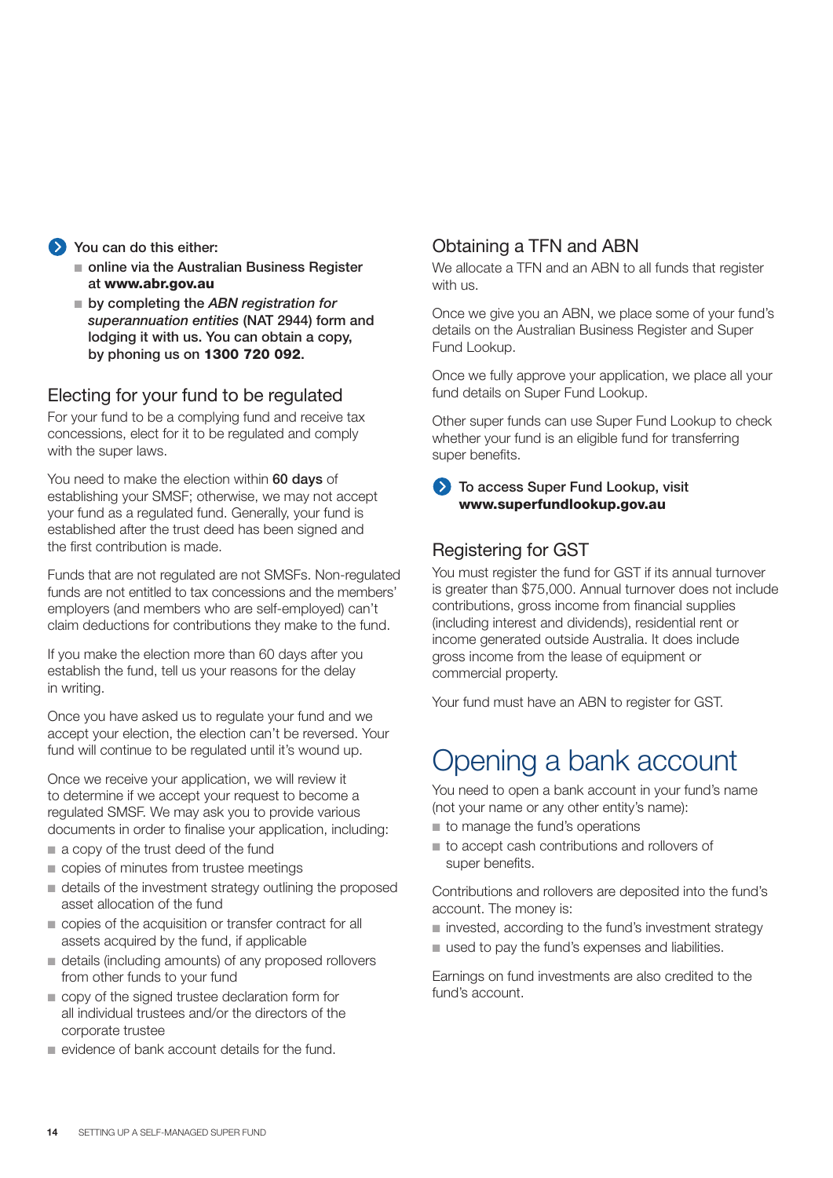**You can do this either:**

- **online via the Australian Business Register at www.abr.gov.au**
- **by completing the *ABN registration for superannuation entities* (NAT 2944) form and lodging it with us. You can obtain a copy, by phoning us on 1300 720 092.**

## Electing for your fund to be regulated

For your fund to be a complying fund and receive tax concessions, elect for it to be regulated and comply with the super laws.

You need to make the election within **60 days** of establishing your SMSF; otherwise, we may not accept your fund as a regulated fund. Generally, your fund is established after the trust deed has been signed and the first contribution is made.

Funds that are not regulated are not SMSFs. Non-regulated funds are not entitled to tax concessions and the members' employers (and members who are self-employed) can't claim deductions for contributions they make to the fund.

If you make the election more than 60 days after you establish the fund, tell us your reasons for the delay in writing.

Once you have asked us to regulate your fund and we accept your election, the election can't be reversed. Your fund will continue to be regulated until it's wound up.

Once we receive your application, we will review it to determine if we accept your request to become a regulated SMSF. We may ask you to provide various documents in order to finalise your application, including:

- a copy of the trust deed of the fund
- copies of minutes from trustee meetings
- details of the investment strategy outlining the proposed asset allocation of the fund
- copies of the acquisition or transfer contract for all assets acquired by the fund, if applicable
- details (including amounts) of any proposed rollovers from other funds to your fund
- copy of the signed trustee declaration form for all individual trustees and/or the directors of the corporate trustee
- evidence of bank account details for the fund.

## Obtaining a TFN and ABN

We allocate a TFN and an ABN to all funds that register with us.

Once we give you an ABN, we place some of your fund's details on the Australian Business Register and Super Fund Lookup.

Once we fully approve your application, we place all your fund details on Super Fund Lookup.

Other super funds can use Super Fund Lookup to check whether your fund is an eligible fund for transferring super benefits.

**To access Super Fund Lookup, visit www.superfundlookup.gov.au**

## Registering for GST

You must register the fund for GST if its annual turnover is greater than $75,000. Annual turnover does not include contributions, gross income from financial supplies (including interest and dividends), residential rent or income generated outside Australia. It does include gross income from the lease of equipment or commercial property.

Your fund must have an ABN to register for GST.

# Opening a bank account

You need to open a bank account in your fund's name (not your name or any other entity's name):

- to manage the fund's operations
- to accept cash contributions and rollovers of super benefits.

Contributions and rollovers are deposited into the fund's account. The money is:

- invested, according to the fund's investment strategy
- used to pay the fund's expenses and liabilities.

Earnings on fund investments are also credited to the fund's account.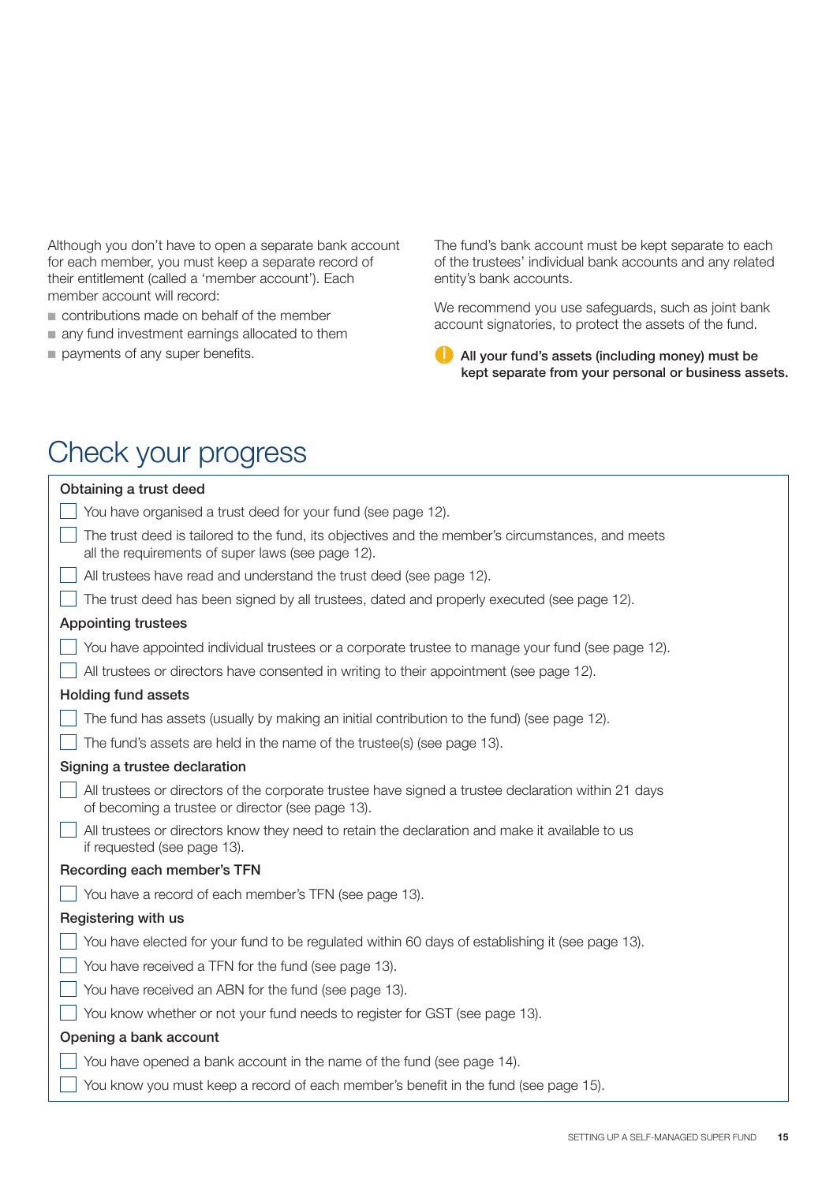Although you don't have to open a separate bank account for each member, you must keep a separate record of their entitlement (called a 'member account'). Each member account will record:

- contributions made on behalf of the member
- any fund investment earnings allocated to them
- payments of any super benefits.

The fund's bank account must be kept separate to each of the trustees' individual bank accounts and any related entity's bank accounts.

We recommend you use safeguards, such as joint bank account signatories, to protect the assets of the fund.

**All your fund's assets (including money) must be kept separate from your personal or business assets.**

# Check your progress

**Obtaining a trust deed**

- [ ] You have organised a trust deed for your fund (see page 12).
- [ ] The trust deed is tailored to the fund, its objectives and the member's circumstances, and meets all the requirements of super laws (see page 12).
- [ ] All trustees have read and understand the trust deed (see page 12).
- [ ] The trust deed has been signed by all trustees, dated and properly executed (see page 12).

**Appointing trustees**

- [ ] You have appointed individual trustees or a corporate trustee to manage your fund (see page 12).
- [ ] All trustees or directors have consented in writing to their appointment (see page 12).

**Holding fund assets**

- [ ] The fund has assets (usually by making an initial contribution to the fund) (see page 12).
- [ ] The fund's assets are held in the name of the trustee(s) (see page 13).

**Signing a trustee declaration**

- [ ] All trustees or directors of the corporate trustee have signed a trustee declaration within 21 days of becoming a trustee or director (see page 13).
- [ ] All trustees or directors know they need to retain the declaration and make it available to us if requested (see page 13).

**Recording each member's TFN**

- [ ] You have a record of each member's TFN (see page 13).

**Registering with us**

- [ ] You have elected for your fund to be regulated within 60 days of establishing it (see page 13).
- [ ] You have received a TFN for the fund (see page 13).
- [ ] You have received an ABN for the fund (see page 13).
- [ ] You know whether or not your fund needs to register for GST (see page 13).

**Opening a bank account**

- [ ] You have opened a bank account in the name of the fund (see page 14).
- [ ] You know you must keep a record of each member's benefit in the fund (see page 15).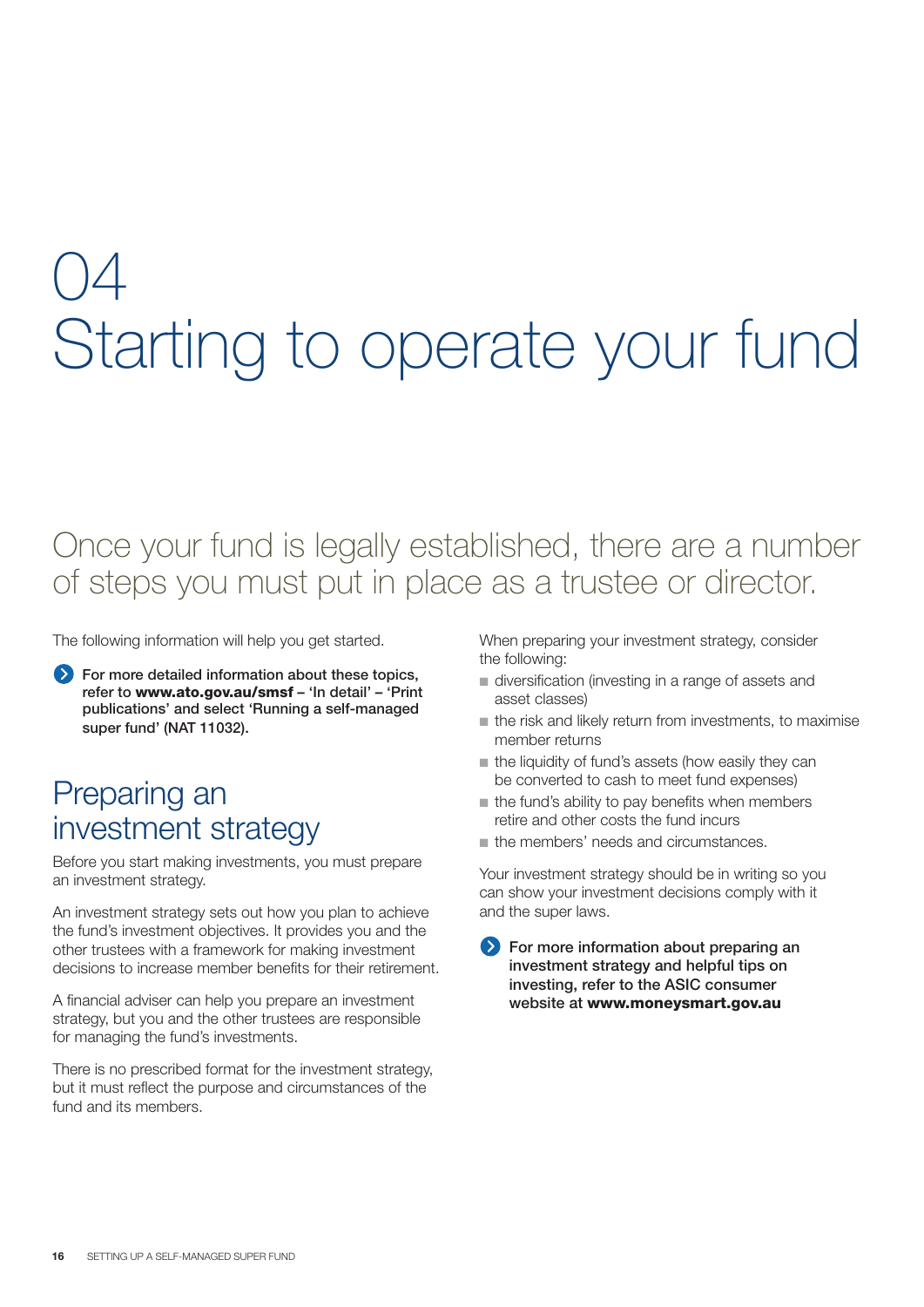# 04
# Starting to operate your fund

## Once your fund is legally established, there are a number of steps you must put in place as a trustee or director.

The following information will help you get started.

**For more detailed information about these topics, refer to www.ato.gov.au/smsf – 'In detail' – 'Print publications' and select 'Running a self-managed super fund' (NAT 11032).**

## Preparing an investment strategy

Before you start making investments, you must prepare an investment strategy.

An investment strategy sets out how you plan to achieve the fund's investment objectives. It provides you and the other trustees with a framework for making investment decisions to increase member benefits for their retirement.

A financial adviser can help you prepare an investment strategy, but you and the other trustees are responsible for managing the fund's investments.

There is no prescribed format for the investment strategy, but it must reflect the purpose and circumstances of the fund and its members.

When preparing your investment strategy, consider the following:

- diversification (investing in a range of assets and asset classes)
- the risk and likely return from investments, to maximise member returns
- the liquidity of fund's assets (how easily they can be converted to cash to meet fund expenses)
- the fund's ability to pay benefits when members retire and other costs the fund incurs
- the members' needs and circumstances.

Your investment strategy should be in writing so you can show your investment decisions comply with it and the super laws.

**For more information about preparing an investment strategy and helpful tips on investing, refer to the ASIC consumer website at www.moneysmart.gov.au**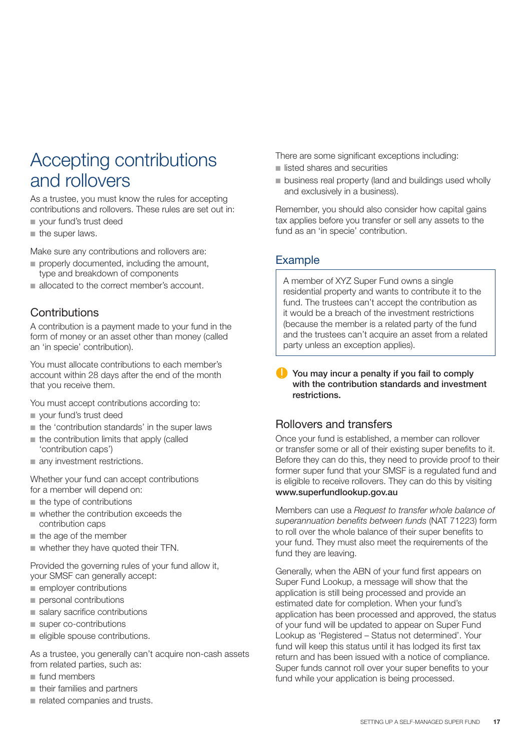# Accepting contributions and rollovers

As a trustee, you must know the rules for accepting contributions and rollovers. These rules are set out in:

- your fund's trust deed
- the super laws.

Make sure any contributions and rollovers are:

- properly documented, including the amount, type and breakdown of components
- allocated to the correct member's account.

## Contributions

A contribution is a payment made to your fund in the form of money or an asset other than money (called an 'in specie' contribution).

You must allocate contributions to each member's account within 28 days after the end of the month that you receive them.

You must accept contributions according to:

- your fund's trust deed
- the 'contribution standards' in the super laws
- the contribution limits that apply (called 'contribution caps')
- any investment restrictions.

Whether your fund can accept contributions for a member will depend on:

- the type of contributions
- whether the contribution exceeds the contribution caps
- the age of the member
- whether they have quoted their TFN.

Provided the governing rules of your fund allow it, your SMSF can generally accept:

- employer contributions
- personal contributions
- salary sacrifice contributions
- super co-contributions
- eligible spouse contributions.

As a trustee, you generally can't acquire non-cash assets from related parties, such as:

- fund members
- their families and partners
- related companies and trusts.

There are some significant exceptions including:

- listed shares and securities
- business real property (land and buildings used wholly and exclusively in a business).

Remember, you should also consider how capital gains tax applies before you transfer or sell any assets to the fund as an 'in specie' contribution.

## Example

A member of XYZ Super Fund owns a single residential property and wants to contribute it to the fund. The trustees can't accept the contribution as it would be a breach of the investment restrictions (because the member is a related party of the fund and the trustees can't acquire an asset from a related party unless an exception applies).

**You may incur a penalty if you fail to comply with the contribution standards and investment restrictions.**

## Rollovers and transfers

Once your fund is established, a member can rollover or transfer some or all of their existing super benefits to it. Before they can do this, they need to provide proof to their former super fund that your SMSF is a regulated fund and is eligible to receive rollovers. They can do this by visiting **www.superfundlookup.gov.au**

Members can use a *Request to transfer whole balance of superannuation benefits between funds* (NAT 71223) form to roll over the whole balance of their super benefits to your fund. They must also meet the requirements of the fund they are leaving.

Generally, when the ABN of your fund first appears on Super Fund Lookup, a message will show that the application is still being processed and provide an estimated date for completion. When your fund's application has been processed and approved, the status of your fund will be updated to appear on Super Fund Lookup as 'Registered – Status not determined'. Your fund will keep this status until it has lodged its first tax return and has been issued with a notice of compliance. Super funds cannot roll over your super benefits to your fund while your application is being processed.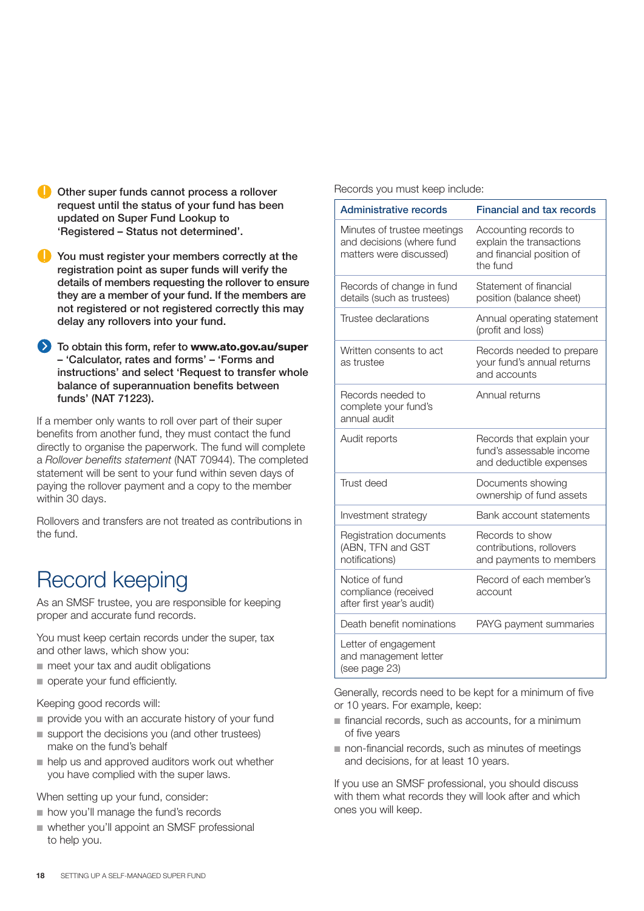**Other super funds cannot process a rollover request until the status of your fund has been updated on Super Fund Lookup to 'Registered – Status not determined'.**

**You must register your members correctly at the registration point as super funds will verify the details of members requesting the rollover to ensure they are a member of your fund. If the members are not registered or not registered correctly this may delay any rollovers into your fund.**

**To obtain this form, refer to www.ato.gov.au/super – 'Calculator, rates and forms' – 'Forms and instructions' and select 'Request to transfer whole balance of superannuation benefits between funds' (NAT 71223).**

If a member only wants to roll over part of their super benefits from another fund, they must contact the fund directly to organise the paperwork. The fund will complete a *Rollover benefits statement* (NAT 70944). The completed statement will be sent to your fund within seven days of paying the rollover payment and a copy to the member within 30 days.

Rollovers and transfers are not treated as contributions in the fund.

# Record keeping

As an SMSF trustee, you are responsible for keeping proper and accurate fund records.

You must keep certain records under the super, tax and other laws, which show you:

- meet your tax and audit obligations
- operate your fund efficiently.

Keeping good records will:

- provide you with an accurate history of your fund
- support the decisions you (and other trustees) make on the fund's behalf
- help us and approved auditors work out whether you have complied with the super laws.

When setting up your fund, consider:

- how you'll manage the fund's records
- whether you'll appoint an SMSF professional to help you.

Records you must keep include:

| Administrative records | Financial and tax records |
|---|---|
| Minutes of trustee meetings and decisions (where fund matters were discussed) | Accounting records to explain the transactions and financial position of the fund |
| Records of change in fund details (such as trustees) | Statement of financial position (balance sheet) |
| Trustee declarations | Annual operating statement (profit and loss) |
| Written consents to act as trustee | Records needed to prepare your fund's annual returns and accounts |
| Records needed to complete your fund's annual audit | Annual returns |
| Audit reports | Records that explain your fund's assessable income and deductible expenses |
| Trust deed | Documents showing ownership of fund assets |
| Investment strategy | Bank account statements |
| Registration documents (ABN, TFN and GST notifications) | Records to show contributions, rollovers and payments to members |
| Notice of fund compliance (received after first year's audit) | Record of each member's account |
| Death benefit nominations | PAYG payment summaries |
| Letter of engagement and management letter (see page 23) | |

Generally, records need to be kept for a minimum of five or 10 years. For example, keep:

- financial records, such as accounts, for a minimum of five years
- non-financial records, such as minutes of meetings and decisions, for at least 10 years.

If you use an SMSF professional, you should discuss with them what records they will look after and which ones you will keep.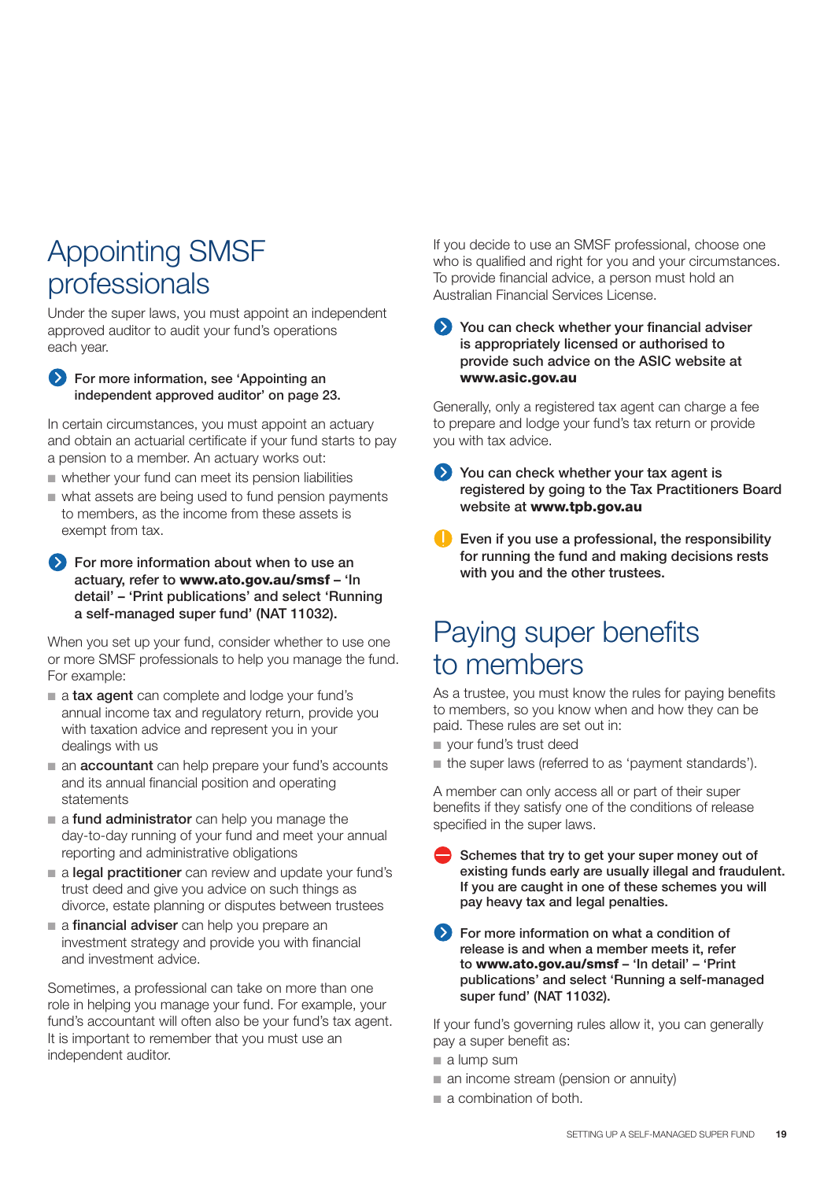# Appointing SMSF professionals

Under the super laws, you must appoint an independent approved auditor to audit your fund's operations each year.

**For more information, see 'Appointing an independent approved auditor' on page 23.**

In certain circumstances, you must appoint an actuary and obtain an actuarial certificate if your fund starts to pay a pension to a member. An actuary works out:

- whether your fund can meet its pension liabilities
- what assets are being used to fund pension payments to members, as the income from these assets is exempt from tax.

**For more information about when to use an actuary, refer to www.ato.gov.au/smsf – 'In detail' – 'Print publications' and select 'Running a self-managed super fund' (NAT 11032).**

When you set up your fund, consider whether to use one or more SMSF professionals to help you manage the fund. For example:

- a **tax agent** can complete and lodge your fund's annual income tax and regulatory return, provide you with taxation advice and represent you in your dealings with us
- an **accountant** can help prepare your fund's accounts and its annual financial position and operating statements
- a **fund administrator** can help you manage the day-to-day running of your fund and meet your annual reporting and administrative obligations
- a **legal practitioner** can review and update your fund's trust deed and give you advice on such things as divorce, estate planning or disputes between trustees
- a **financial adviser** can help you prepare an investment strategy and provide you with financial and investment advice.

Sometimes, a professional can take on more than one role in helping you manage your fund. For example, your fund's accountant will often also be your fund's tax agent. It is important to remember that you must use an independent auditor.

If you decide to use an SMSF professional, choose one who is qualified and right for you and your circumstances. To provide financial advice, a person must hold an Australian Financial Services License.

**You can check whether your financial adviser is appropriately licensed or authorised to provide such advice on the ASIC website at www.asic.gov.au**

Generally, only a registered tax agent can charge a fee to prepare and lodge your fund's tax return or provide you with tax advice.

**You can check whether your tax agent is registered by going to the Tax Practitioners Board website at www.tpb.gov.au**

**Even if you use a professional, the responsibility for running the fund and making decisions rests with you and the other trustees.**

# Paying super benefits to members

As a trustee, you must know the rules for paying benefits to members, so you know when and how they can be paid. These rules are set out in:

- your fund's trust deed
- the super laws (referred to as 'payment standards').

A member can only access all or part of their super benefits if they satisfy one of the conditions of release specified in the super laws.

**Schemes that try to get your super money out of existing funds early are usually illegal and fraudulent. If you are caught in one of these schemes you will pay heavy tax and legal penalties.**

**For more information on what a condition of release is and when a member meets it, refer to www.ato.gov.au/smsf – 'In detail' – 'Print publications' and select 'Running a self-managed super fund' (NAT 11032).**

If your fund's governing rules allow it, you can generally pay a super benefit as:

- a lump sum
- an income stream (pension or annuity)
- a combination of both.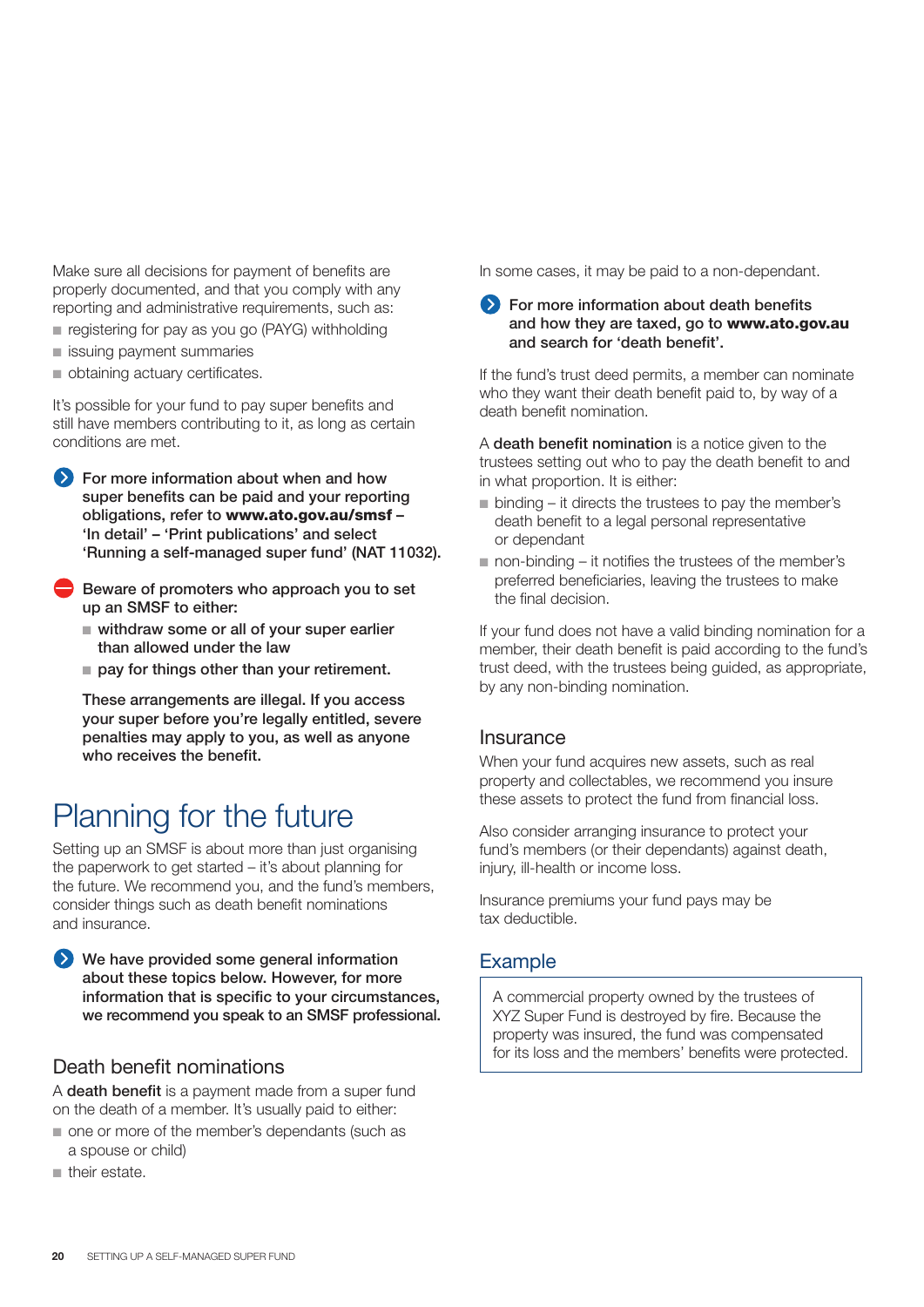Make sure all decisions for payment of benefits are properly documented, and that you comply with any reporting and administrative requirements, such as:

- registering for pay as you go (PAYG) withholding
- issuing payment summaries
- obtaining actuary certificates.

It's possible for your fund to pay super benefits and still have members contributing to it, as long as certain conditions are met.

**For more information about when and how super benefits can be paid and your reporting obligations, refer to www.ato.gov.au/smsf – 'In detail' – 'Print publications' and select 'Running a self-managed super fund' (NAT 11032).**

**Beware of promoters who approach you to set up an SMSF to either:**

- **withdraw some or all of your super earlier than allowed under the law**
- **pay for things other than your retirement.**

**These arrangements are illegal. If you access your super before you're legally entitled, severe penalties may apply to you, as well as anyone who receives the benefit.**

# Planning for the future

Setting up an SMSF is about more than just organising the paperwork to get started – it's about planning for the future. We recommend you, and the fund's members, consider things such as death benefit nominations and insurance.

**We have provided some general information about these topics below. However, for more information that is specific to your circumstances, we recommend you speak to an SMSF professional.**

## Death benefit nominations

A **death benefit** is a payment made from a super fund on the death of a member. It's usually paid to either:

- one or more of the member's dependants (such as a spouse or child)
- their estate.

In some cases, it may be paid to a non-dependant.

**For more information about death benefits and how they are taxed, go to www.ato.gov.au and search for 'death benefit'.**

If the fund's trust deed permits, a member can nominate who they want their death benefit paid to, by way of a death benefit nomination.

A **death benefit nomination** is a notice given to the trustees setting out who to pay the death benefit to and in what proportion. It is either:

- binding – it directs the trustees to pay the member's death benefit to a legal personal representative or dependant
- non-binding – it notifies the trustees of the member's preferred beneficiaries, leaving the trustees to make the final decision.

If your fund does not have a valid binding nomination for a member, their death benefit is paid according to the fund's trust deed, with the trustees being guided, as appropriate, by any non-binding nomination.

## Insurance

When your fund acquires new assets, such as real property and collectables, we recommend you insure these assets to protect the fund from financial loss.

Also consider arranging insurance to protect your fund's members (or their dependants) against death, injury, ill-health or income loss.

Insurance premiums your fund pays may be tax deductible.

## Example

A commercial property owned by the trustees of XYZ Super Fund is destroyed by fire. Because the property was insured, the fund was compensated for its loss and the members' benefits were protected.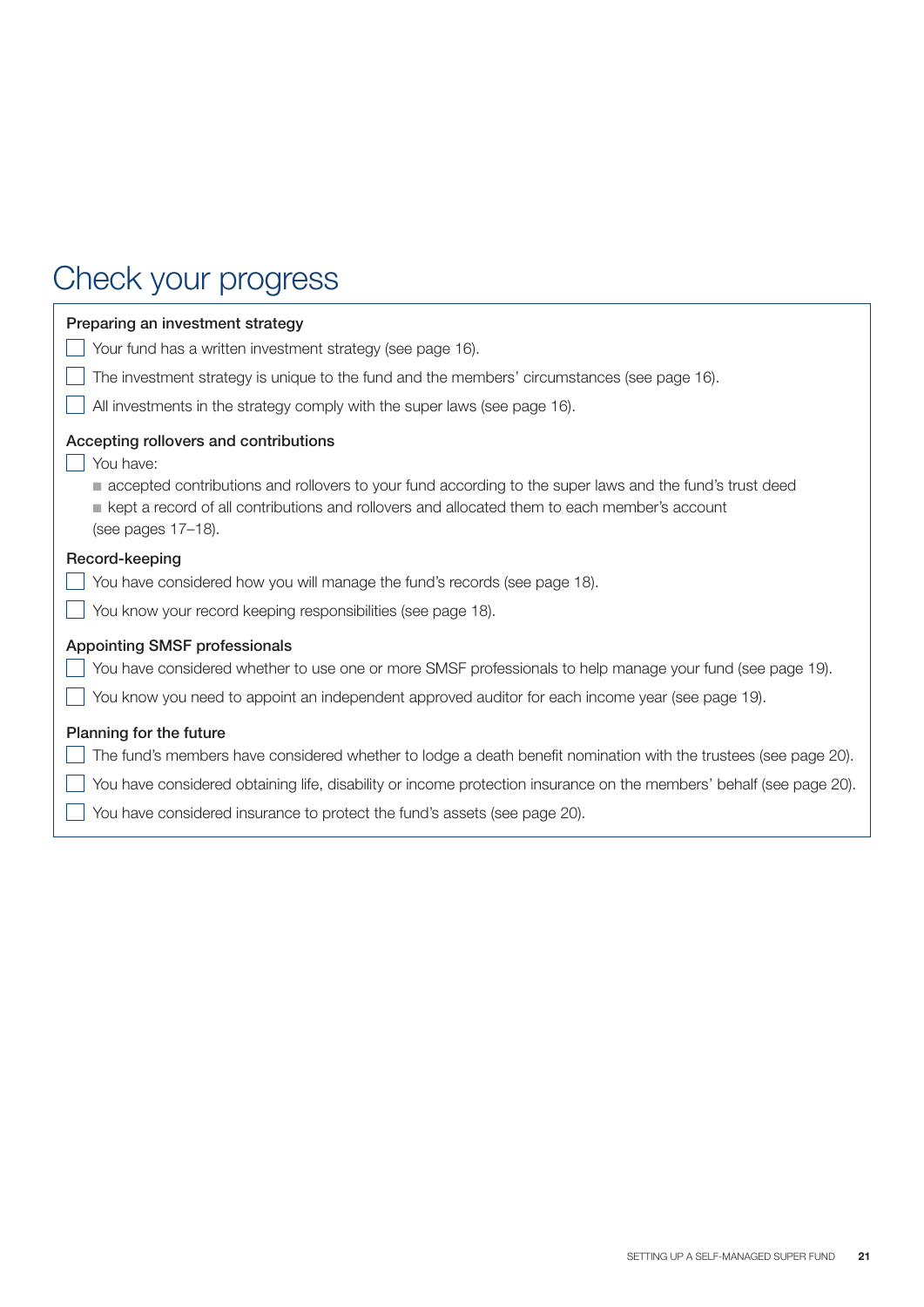# Check your progress

### Preparing an investment strategy

- [ ] Your fund has a written investment strategy (see page 16).
- [ ] The investment strategy is unique to the fund and the members' circumstances (see page 16).
- [ ] All investments in the strategy comply with the super laws (see page 16).

### Accepting rollovers and contributions

- [ ] You have:
  - accepted contributions and rollovers to your fund according to the super laws and the fund's trust deed
  - kept a record of all contributions and rollovers and allocated them to each member's account

  (see pages 17–18).

### Record-keeping

- [ ] You have considered how you will manage the fund's records (see page 18).
- [ ] You know your record keeping responsibilities (see page 18).

### Appointing SMSF professionals

- [ ] You have considered whether to use one or more SMSF professionals to help manage your fund (see page 19).
- [ ] You know you need to appoint an independent approved auditor for each income year (see page 19).

### Planning for the future

- [ ] The fund's members have considered whether to lodge a death benefit nomination with the trustees (see page 20).
- [ ] You have considered obtaining life, disability or income protection insurance on the members' behalf (see page 20).
- [ ] You have considered insurance to protect the fund's assets (see page 20).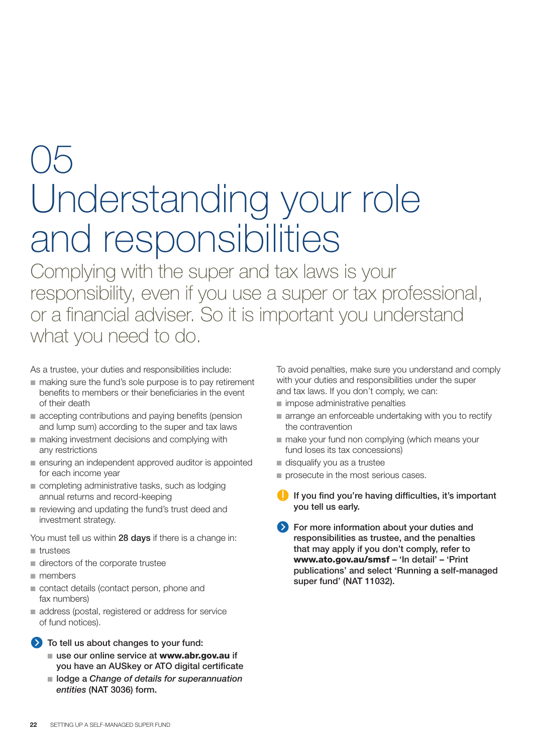# 05 Understanding your role and responsibilities

## Complying with the super and tax laws is your responsibility, even if you use a super or tax professional, or a financial adviser. So it is important you understand what you need to do.

As a trustee, your duties and responsibilities include:

- making sure the fund's sole purpose is to pay retirement benefits to members or their beneficiaries in the event of their death
- accepting contributions and paying benefits (pension and lump sum) according to the super and tax laws
- making investment decisions and complying with any restrictions
- ensuring an independent approved auditor is appointed for each income year
- completing administrative tasks, such as lodging annual returns and record-keeping
- reviewing and updating the fund's trust deed and investment strategy.

You must tell us within **28 days** if there is a change in:

- trustees
- directors of the corporate trustee
- members
- contact details (contact person, phone and fax numbers)
- address (postal, registered or address for service of fund notices).

**To tell us about changes to your fund:**

- **use our online service at www.abr.gov.au if you have an AUSkey or ATO digital certificate**
- **lodge a *Change of details for superannuation entities* (NAT 3036) form.**

To avoid penalties, make sure you understand and comply with your duties and responsibilities under the super and tax laws. If you don't comply, we can:

- impose administrative penalties
- arrange an enforceable undertaking with you to rectify the contravention
- make your fund non complying (which means your fund loses its tax concessions)
- disqualify you as a trustee
- prosecute in the most serious cases.

**If you find you're having difficulties, it's important you tell us early.**

**For more information about your duties and responsibilities as trustee, and the penalties that may apply if you don't comply, refer to www.ato.gov.au/smsf – 'In detail' – 'Print publications' and select 'Running a self-managed super fund' (NAT 11032).**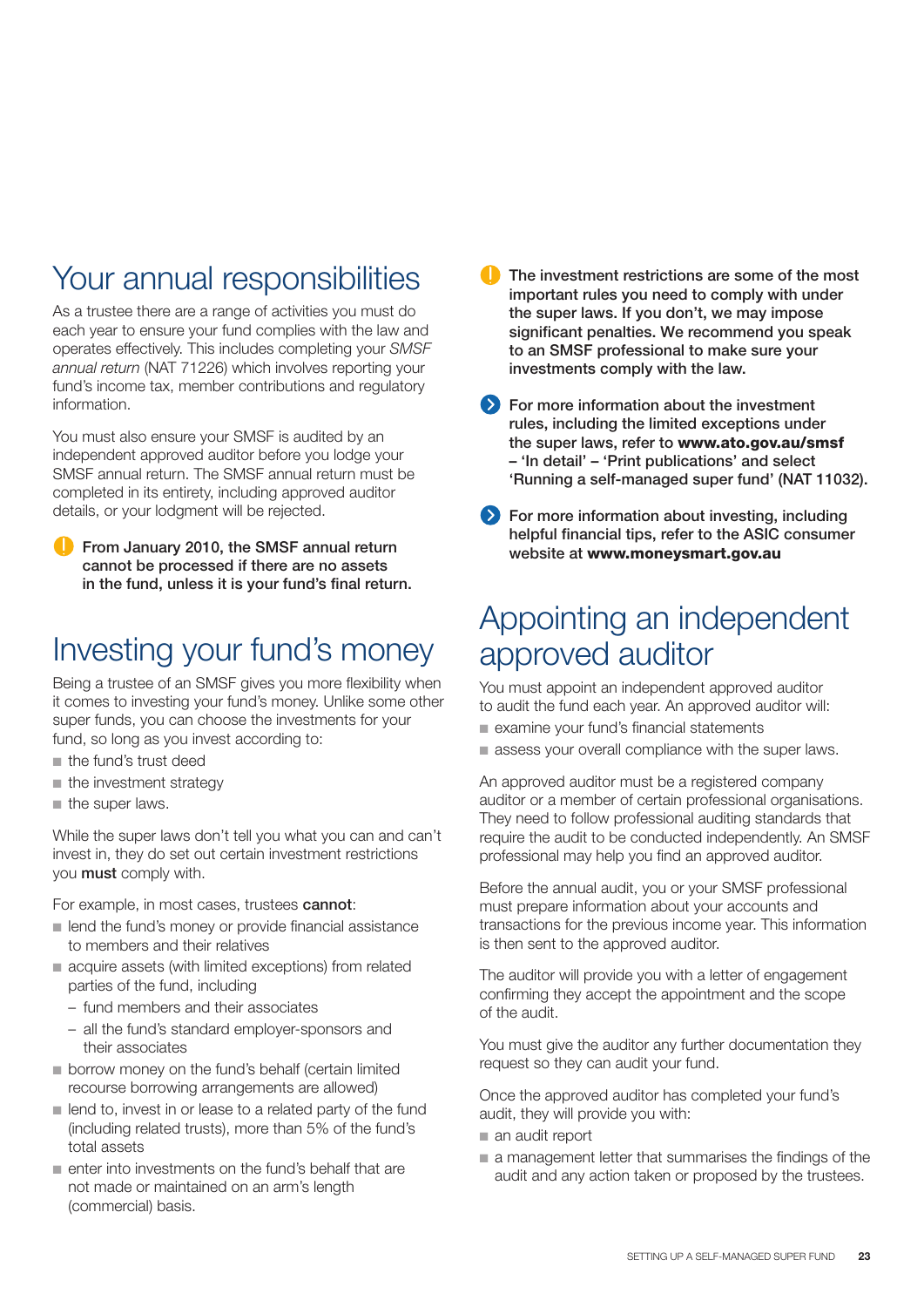## Your annual responsibilities

As a trustee there are a range of activities you must do each year to ensure your fund complies with the law and operates effectively. This includes completing your *SMSF annual return* (NAT 71226) which involves reporting your fund's income tax, member contributions and regulatory information.

You must also ensure your SMSF is audited by an independent approved auditor before you lodge your SMSF annual return. The SMSF annual return must be completed in its entirety, including approved auditor details, or your lodgment will be rejected.

**From January 2010, the SMSF annual return cannot be processed if there are no assets in the fund, unless it is your fund's final return.**

## Investing your fund's money

Being a trustee of an SMSF gives you more flexibility when it comes to investing your fund's money. Unlike some other super funds, you can choose the investments for your fund, so long as you invest according to:

- the fund's trust deed
- the investment strategy
- the super laws.

While the super laws don't tell you what you can and can't invest in, they do set out certain investment restrictions you **must** comply with.

For example, in most cases, trustees **cannot**:

- lend the fund's money or provide financial assistance to members and their relatives
- acquire assets (with limited exceptions) from related parties of the fund, including
  - fund members and their associates
  - all the fund's standard employer-sponsors and their associates
- borrow money on the fund's behalf (certain limited recourse borrowing arrangements are allowed)
- lend to, invest in or lease to a related party of the fund (including related trusts), more than 5% of the fund's total assets
- enter into investments on the fund's behalf that are not made or maintained on an arm's length (commercial) basis.

**The investment restrictions are some of the most important rules you need to comply with under the super laws. If you don't, we may impose significant penalties. We recommend you speak to an SMSF professional to make sure your investments comply with the law.**

**For more information about the investment rules, including the limited exceptions under the super laws, refer to www.ato.gov.au/smsf – 'In detail' – 'Print publications' and select 'Running a self-managed super fund' (NAT 11032).**

**For more information about investing, including helpful financial tips, refer to the ASIC consumer website at www.moneysmart.gov.au**

## Appointing an independent approved auditor

You must appoint an independent approved auditor to audit the fund each year. An approved auditor will:

- examine your fund's financial statements
- assess your overall compliance with the super laws.

An approved auditor must be a registered company auditor or a member of certain professional organisations. They need to follow professional auditing standards that require the audit to be conducted independently. An SMSF professional may help you find an approved auditor.

Before the annual audit, you or your SMSF professional must prepare information about your accounts and transactions for the previous income year. This information is then sent to the approved auditor.

The auditor will provide you with a letter of engagement confirming they accept the appointment and the scope of the audit.

You must give the auditor any further documentation they request so they can audit your fund.

Once the approved auditor has completed your fund's audit, they will provide you with:

- an audit report
- a management letter that summarises the findings of the audit and any action taken or proposed by the trustees.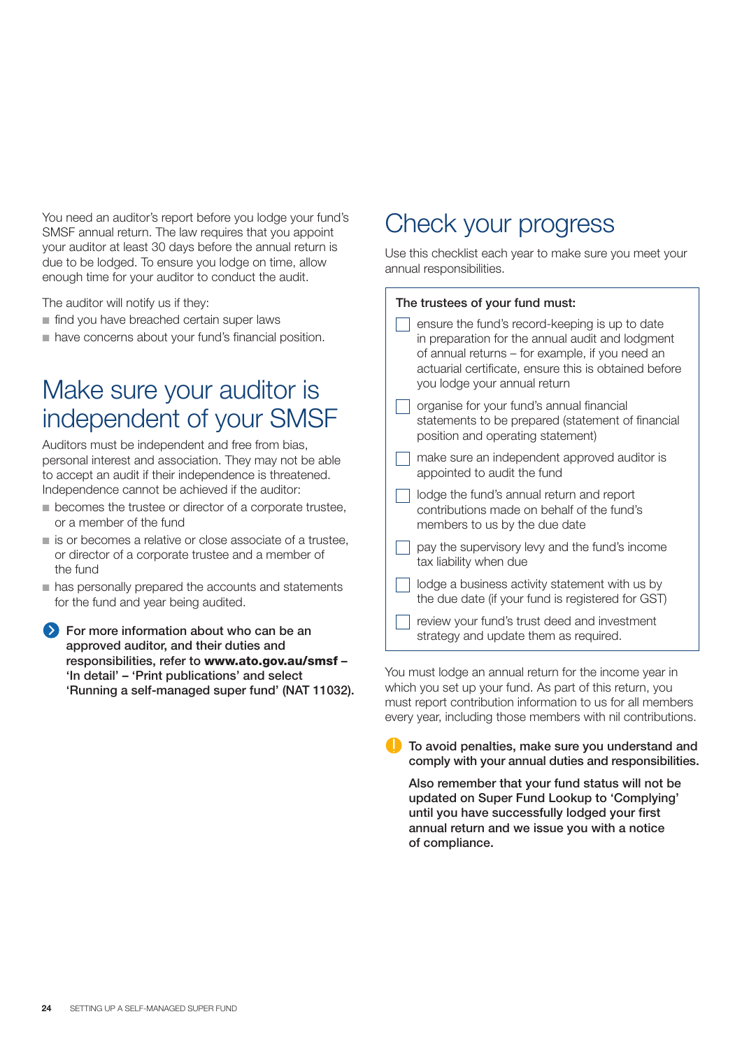You need an auditor's report before you lodge your fund's SMSF annual return. The law requires that you appoint your auditor at least 30 days before the annual return is due to be lodged. To ensure you lodge on time, allow enough time for your auditor to conduct the audit.

The auditor will notify us if they:

- find you have breached certain super laws
- have concerns about your fund's financial position.

## Make sure your auditor is independent of your SMSF

Auditors must be independent and free from bias, personal interest and association. They may not be able to accept an audit if their independence is threatened. Independence cannot be achieved if the auditor:

- becomes the trustee or director of a corporate trustee, or a member of the fund
- is or becomes a relative or close associate of a trustee, or director of a corporate trustee and a member of the fund
- has personally prepared the accounts and statements for the fund and year being audited.

**For more information about who can be an approved auditor, and their duties and responsibilities, refer to www.ato.gov.au/smsf – 'In detail' – 'Print publications' and select 'Running a self-managed super fund' (NAT 11032).**

# Check your progress

Use this checklist each year to make sure you meet your annual responsibilities.

**The trustees of your fund must:**

- [ ] ensure the fund's record-keeping is up to date in preparation for the annual audit and lodgment of annual returns – for example, if you need an actuarial certificate, ensure this is obtained before you lodge your annual return
- [ ] organise for your fund's annual financial statements to be prepared (statement of financial position and operating statement)
- [ ] make sure an independent approved auditor is appointed to audit the fund
- [ ] lodge the fund's annual return and report contributions made on behalf of the fund's members to us by the due date
- [ ] pay the supervisory levy and the fund's income tax liability when due
- [ ] lodge a business activity statement with us by the due date (if your fund is registered for GST)
- [ ] review your fund's trust deed and investment strategy and update them as required.

You must lodge an annual return for the income year in which you set up your fund. As part of this return, you must report contribution information to us for all members every year, including those members with nil contributions.

**To avoid penalties, make sure you understand and comply with your annual duties and responsibilities.**

**Also remember that your fund status will not be updated on Super Fund Lookup to 'Complying' until you have successfully lodged your first annual return and we issue you with a notice of compliance.**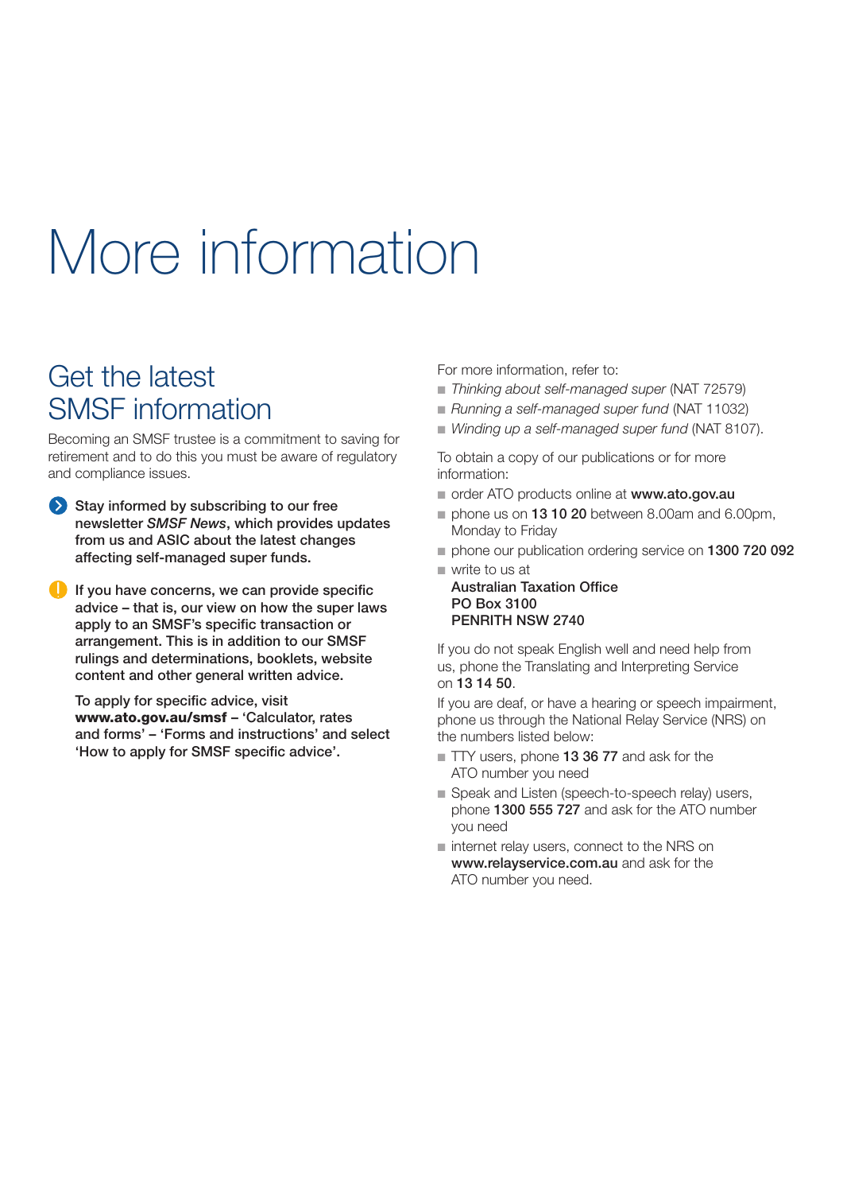# More information

## Get the latest SMSF information

Becoming an SMSF trustee is a commitment to saving for retirement and to do this you must be aware of regulatory and compliance issues.

**Stay informed by subscribing to our free newsletter *SMSF News*, which provides updates from us and ASIC about the latest changes affecting self-managed super funds.**

**If you have concerns, we can provide specific advice – that is, our view on how the super laws apply to an SMSF's specific transaction or arrangement. This is in addition to our SMSF rulings and determinations, booklets, website content and other general written advice.**

**To apply for specific advice, visit www.ato.gov.au/smsf – 'Calculator, rates and forms' – 'Forms and instructions' and select 'How to apply for SMSF specific advice'.**

For more information, refer to:

- *Thinking about self-managed super* (NAT 72579)
- *Running a self-managed super fund* (NAT 11032)
- *Winding up a self-managed super fund* (NAT 8107).

To obtain a copy of our publications or for more information:

- order ATO products online at **www.ato.gov.au**
- phone us on **13 10 20** between 8.00am and 6.00pm, Monday to Friday
- phone our publication ordering service on **1300 720 092**
- write to us at
  **Australian Taxation Office**
  **PO Box 3100**
  **PENRITH NSW 2740**

If you do not speak English well and need help from us, phone the Translating and Interpreting Service on **13 14 50**.

If you are deaf, or have a hearing or speech impairment, phone us through the National Relay Service (NRS) on the numbers listed below:

- TTY users, phone **13 36 77** and ask for the ATO number you need
- Speak and Listen (speech-to-speech relay) users, phone **1300 555 727** and ask for the ATO number you need
- internet relay users, connect to the NRS on **www.relayservice.com.au** and ask for the ATO number you need.